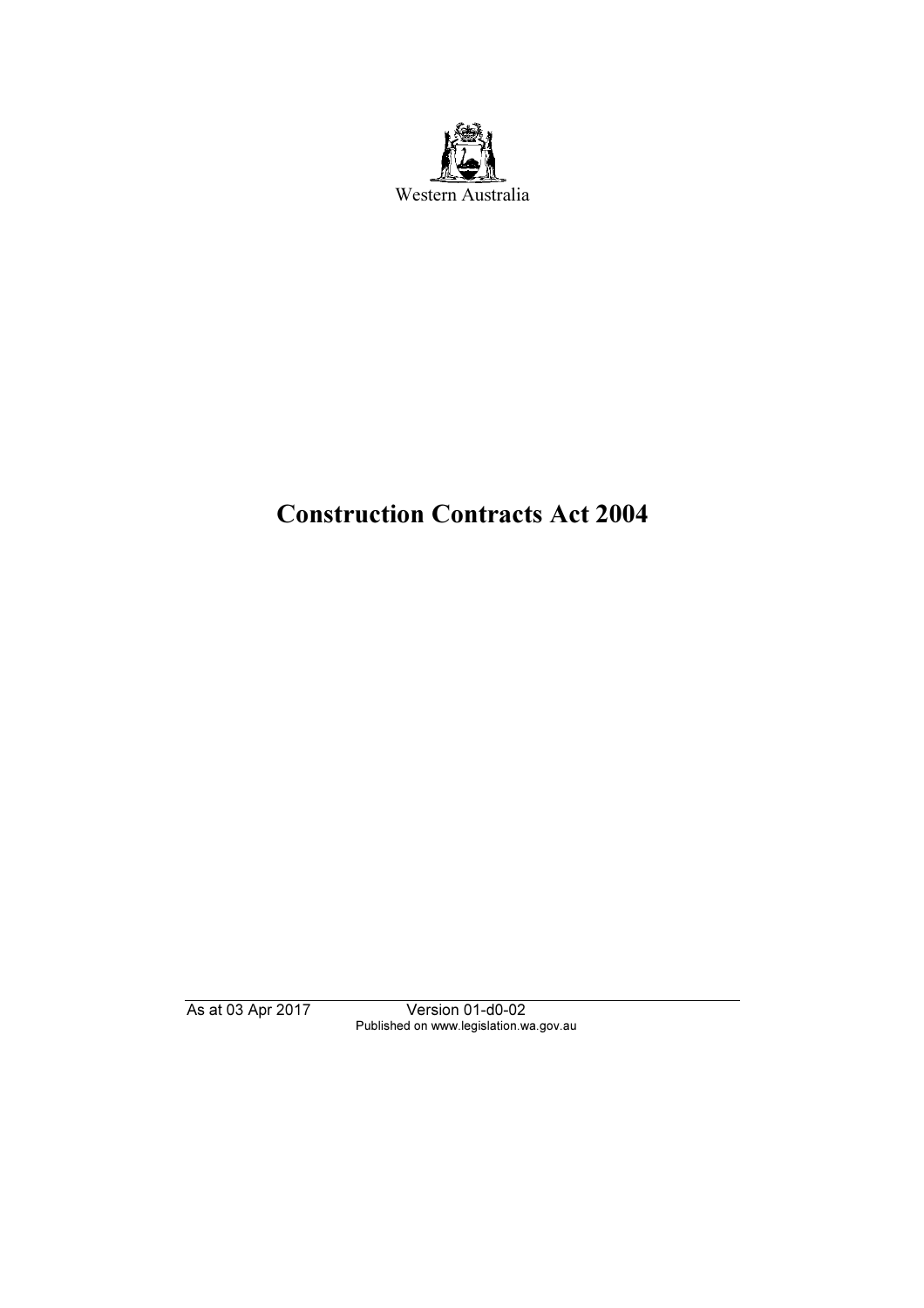Western Australia

# Construction Contracts Act 2004

As at 03 Apr 2017 Version 01-d0-02
Published on www.legislation.wa.gov.au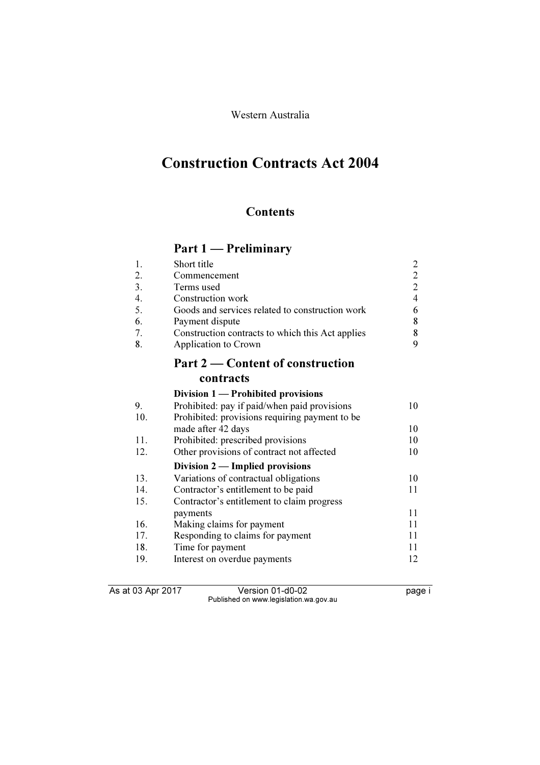Western Australia

# Construction Contracts Act 2004

## Contents

### Part 1 — Preliminary

| | | |
|---|---|---|
| 1. | Short title | 2 |
| 2. | Commencement | 2 |
| 3. | Terms used | 2 |
| 4. | Construction work | 4 |
| 5. | Goods and services related to construction work | 6 |
| 6. | Payment dispute | 8 |
| 7. | Construction contracts to which this Act applies | 8 |
| 8. | Application to Crown | 9 |

### Part 2 — Content of construction contracts

**Division 1 — Prohibited provisions**

| | | |
|---|---|---|
| 9. | Prohibited: pay if paid/when paid provisions | 10 |
| 10. | Prohibited: provisions requiring payment to be made after 42 days | 10 |
| 11. | Prohibited: prescribed provisions | 10 |
| 12. | Other provisions of contract not affected | 10 |

**Division 2 — Implied provisions**

| | | |
|---|---|---|
| 13. | Variations of contractual obligations | 10 |
| 14. | Contractor's entitlement to be paid | 11 |
| 15. | Contractor's entitlement to claim progress payments | 11 |
| 16. | Making claims for payment | 11 |
| 17. | Responding to claims for payment | 11 |
| 18. | Time for payment | 11 |
| 19. | Interest on overdue payments | 12 |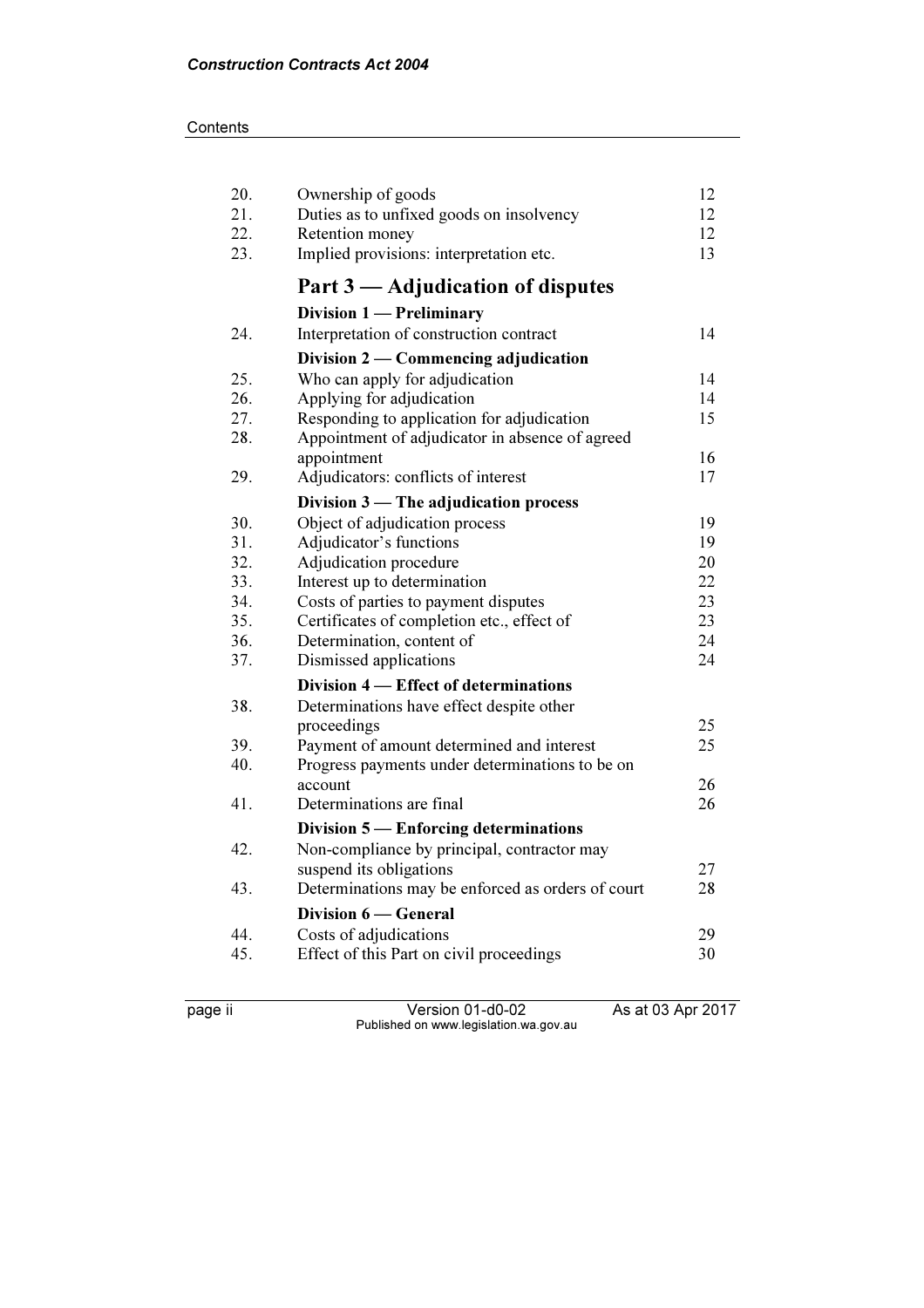| | | |
|---|---|---|
| 20. | Ownership of goods | 12 |
| 21. | Duties as to unfixed goods on insolvency | 12 |
| 22. | Retention money | 12 |
| 23. | Implied provisions: interpretation etc. | 13 |

## Part 3 — Adjudication of disputes

### Division 1 — Preliminary

| | | |
|---|---|---|
| 24. | Interpretation of construction contract | 14 |

### Division 2 — Commencing adjudication

| | | |
|---|---|---|
| 25. | Who can apply for adjudication | 14 |
| 26. | Applying for adjudication | 14 |
| 27. | Responding to application for adjudication | 15 |
| 28. | Appointment of adjudicator in absence of agreed appointment | 16 |
| 29. | Adjudicators: conflicts of interest | 17 |

### Division 3 — The adjudication process

| | | |
|---|---|---|
| 30. | Object of adjudication process | 19 |
| 31. | Adjudicator's functions | 19 |
| 32. | Adjudication procedure | 20 |
| 33. | Interest up to determination | 22 |
| 34. | Costs of parties to payment disputes | 23 |
| 35. | Certificates of completion etc., effect of | 23 |
| 36. | Determination, content of | 24 |
| 37. | Dismissed applications | 24 |

### Division 4 — Effect of determinations

| | | |
|---|---|---|
| 38. | Determinations have effect despite other proceedings | 25 |
| 39. | Payment of amount determined and interest | 25 |
| 40. | Progress payments under determinations to be on account | 26 |
| 41. | Determinations are final | 26 |

### Division 5 — Enforcing determinations

| | | |
|---|---|---|
| 42. | Non-compliance by principal, contractor may suspend its obligations | 27 |
| 43. | Determinations may be enforced as orders of court | 28 |

### Division 6 — General

| | | |
|---|---|---|
| 44. | Costs of adjudications | 29 |
| 45. | Effect of this Part on civil proceedings | 30 |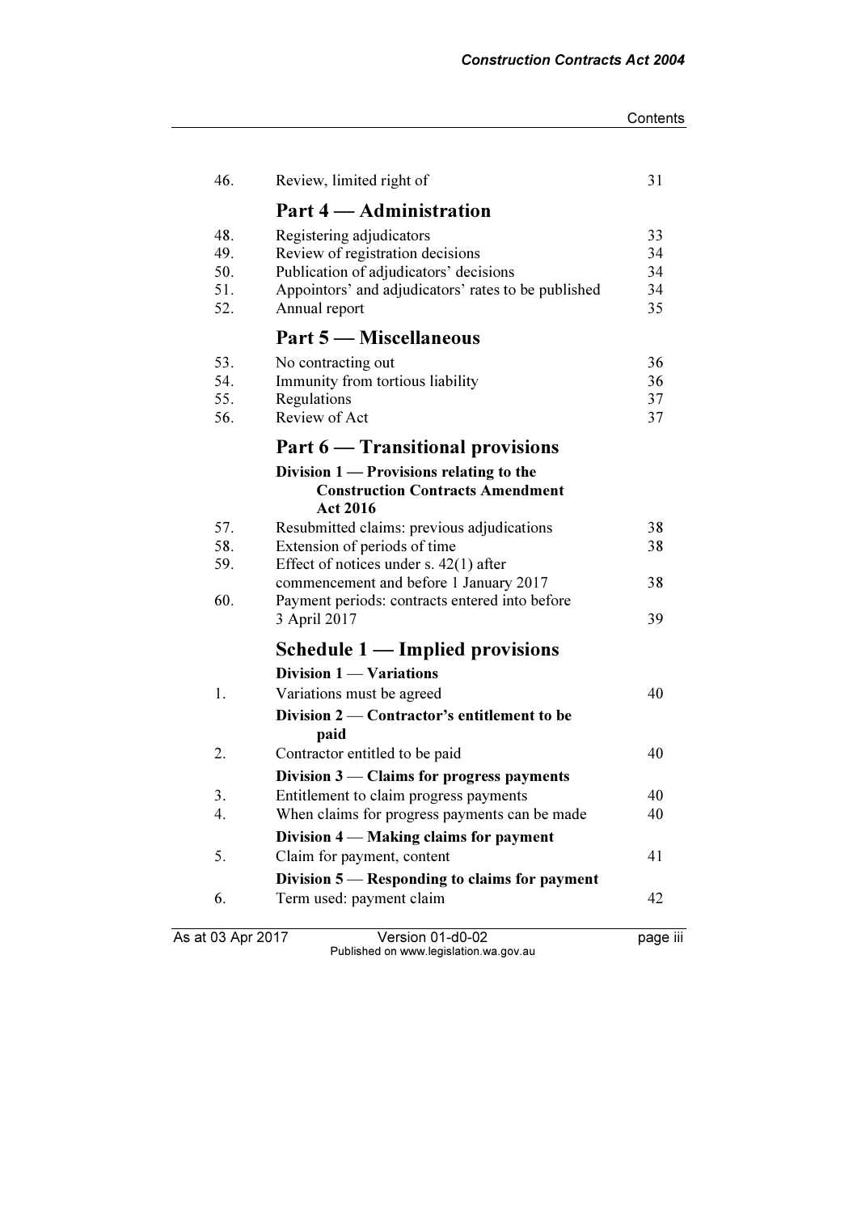| | | |
|---|---|---|
| 46. | Review, limited right of | 31 |
| | **Part 4 — Administration** | |
| 48. | Registering adjudicators | 33 |
| 49. | Review of registration decisions | 34 |
| 50. | Publication of adjudicators' decisions | 34 |
| 51. | Appointors' and adjudicators' rates to be published | 34 |
| 52. | Annual report | 35 |
| | **Part 5 — Miscellaneous** | |
| 53. | No contracting out | 36 |
| 54. | Immunity from tortious liability | 36 |
| 55. | Regulations | 37 |
| 56. | Review of Act | 37 |
| | **Part 6 — Transitional provisions** | |
| | **Division 1 — Provisions relating to the Construction Contracts Amendment Act 2016** | |
| 57. | Resubmitted claims: previous adjudications | 38 |
| 58. | Extension of periods of time | 38 |
| 59. | Effect of notices under s. 42(1) after commencement and before 1 January 2017 | 38 |
| 60. | Payment periods: contracts entered into before 3 April 2017 | 39 |
| | **Schedule 1 — Implied provisions** | |
| | **Division 1 — Variations** | |
| 1. | Variations must be agreed | 40 |
| | **Division 2 — Contractor's entitlement to be paid** | |
| 2. | Contractor entitled to be paid | 40 |
| | **Division 3 — Claims for progress payments** | |
| 3. | Entitlement to claim progress payments | 40 |
| 4. | When claims for progress payments can be made | 40 |
| | **Division 4 — Making claims for payment** | |
| 5. | Claim for payment, content | 41 |
| | **Division 5 — Responding to claims for payment** | |
| 6. | Term used: payment claim | 42 |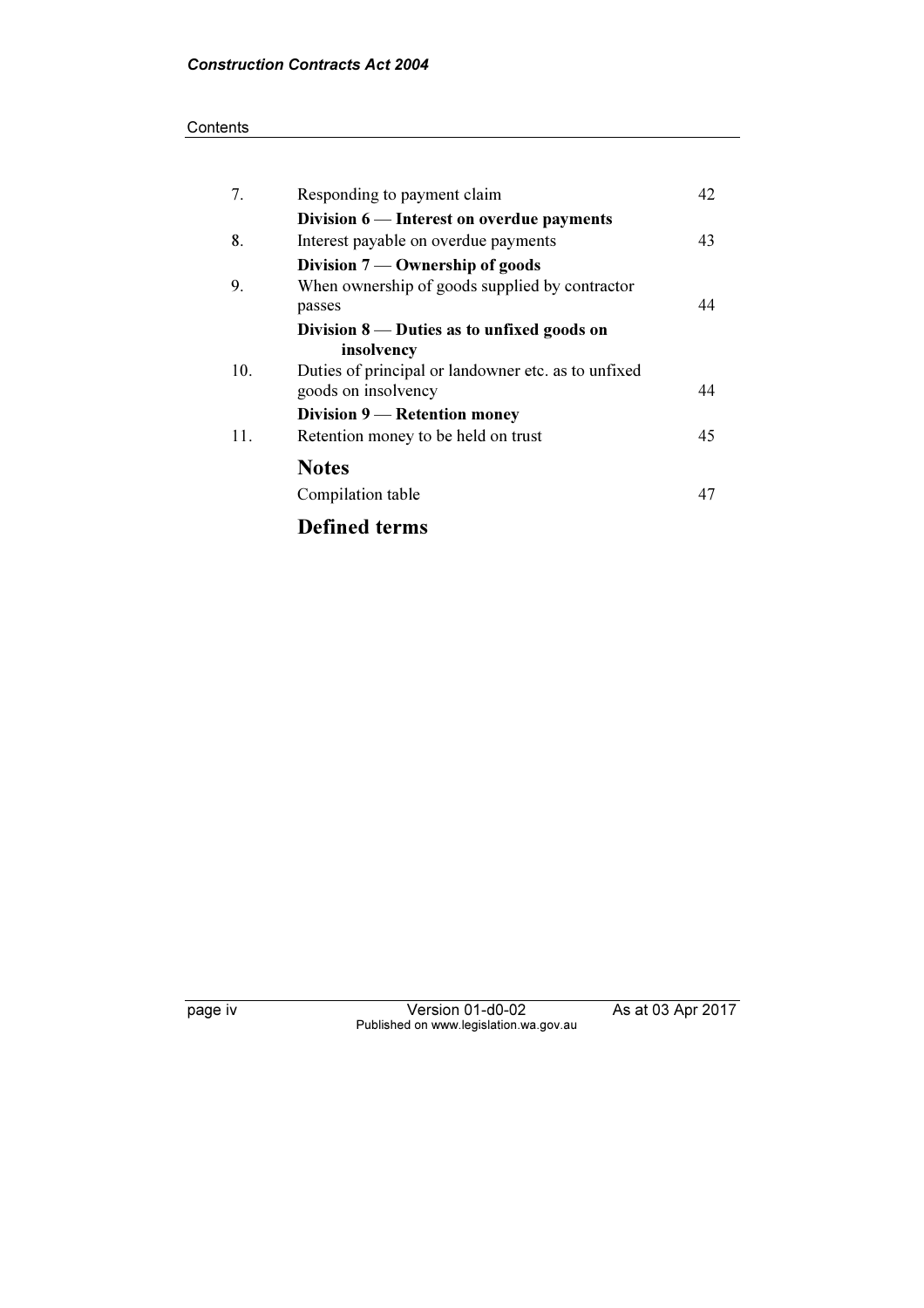| | | |
|---|---|---|
| 7. | Responding to payment claim | 42 |
| | **Division 6 — Interest on overdue payments** | |
| 8. | Interest payable on overdue payments | 43 |
| | **Division 7 — Ownership of goods** | |
| 9. | When ownership of goods supplied by contractor passes | 44 |
| | **Division 8 — Duties as to unfixed goods on insolvency** | |
| 10. | Duties of principal or landowner etc. as to unfixed goods on insolvency | 44 |
| | **Division 9 — Retention money** | |
| 11. | Retention money to be held on trust | 45 |

## Notes

Compilation table 47

## Defined terms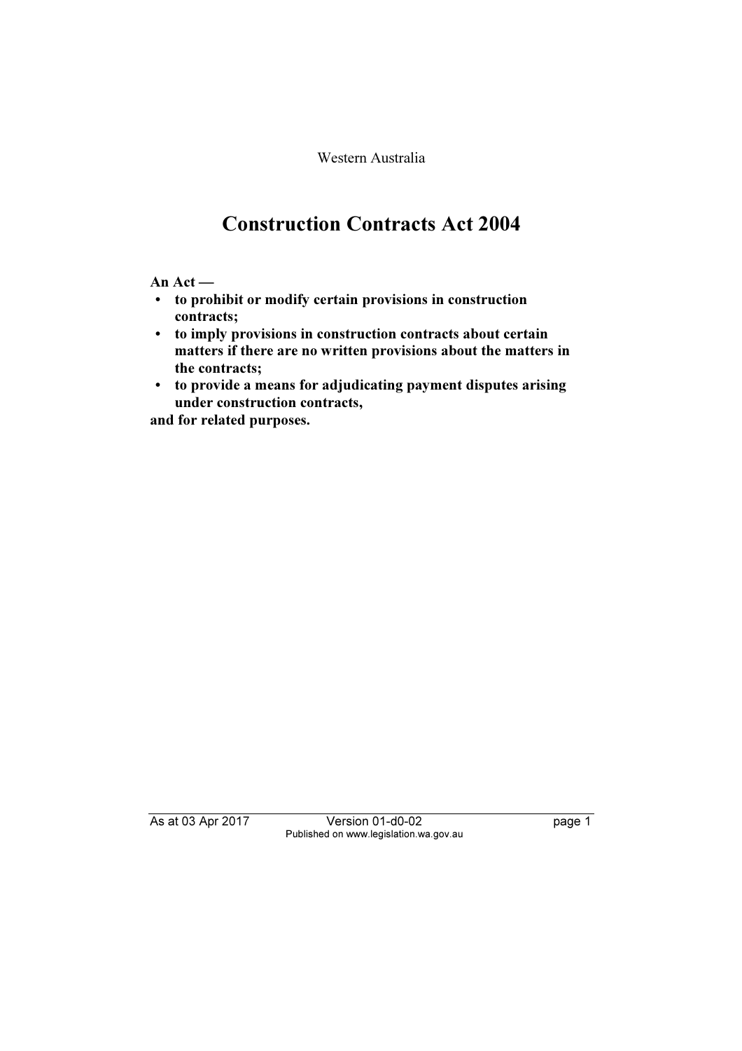Western Australia

# Construction Contracts Act 2004

**An Act —**

- **to prohibit or modify certain provisions in construction contracts;**
- **to imply provisions in construction contracts about certain matters if there are no written provisions about the matters in the contracts;**
- **to provide a means for adjudicating payment disputes arising under construction contracts,**

**and for related purposes.**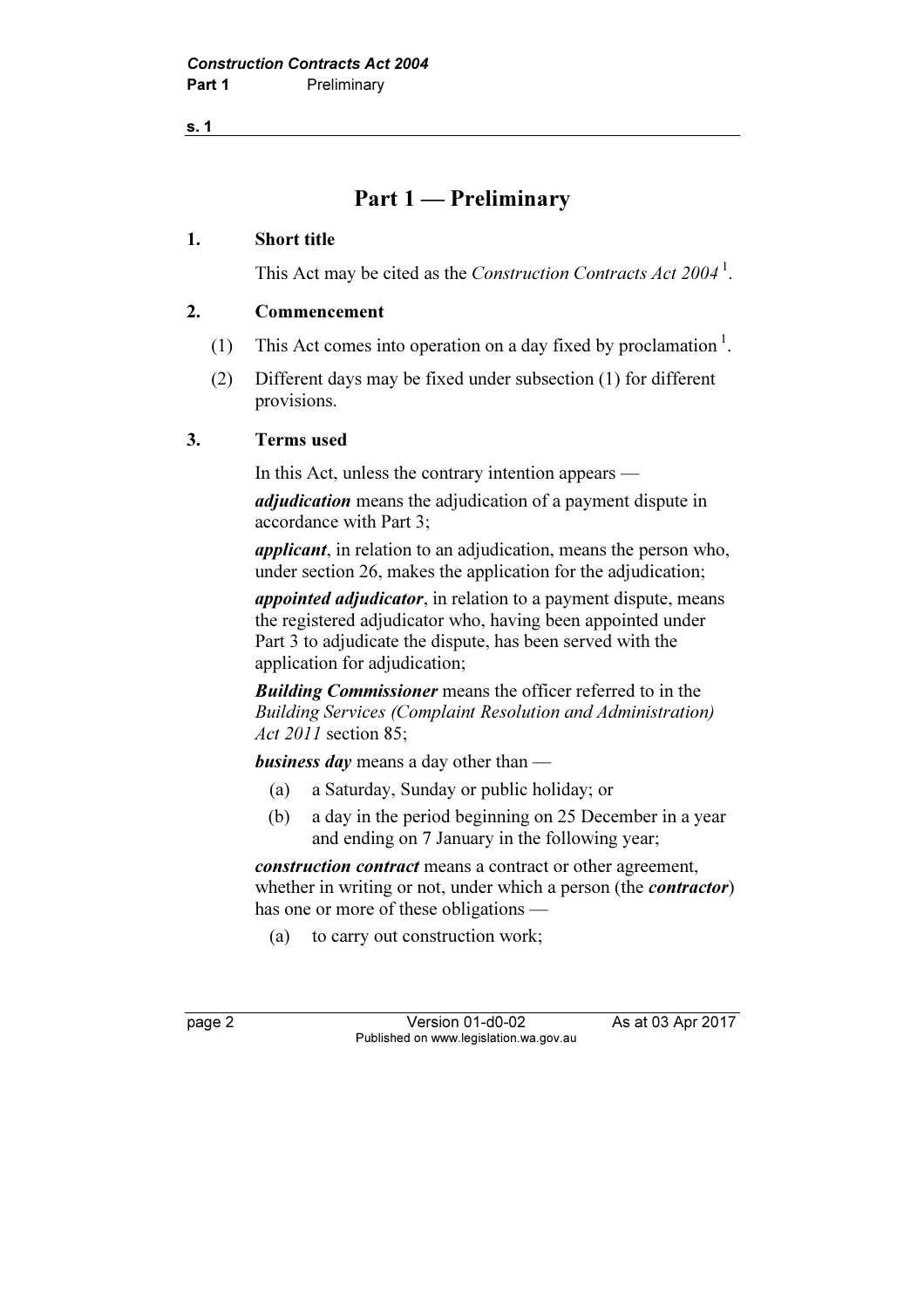# Part 1 — Preliminary

## 1. Short title

This Act may be cited as the *Construction Contracts Act 2004* [1].

## 2. Commencement

(1) This Act comes into operation on a day fixed by proclamation [1].

(2) Different days may be fixed under subsection (1) for different provisions.

## 3. Terms used

In this Act, unless the contrary intention appears —

***adjudication*** means the adjudication of a payment dispute in accordance with Part 3;

***applicant***, in relation to an adjudication, means the person who, under section 26, makes the application for the adjudication;

***appointed adjudicator***, in relation to a payment dispute, means the registered adjudicator who, having been appointed under Part 3 to adjudicate the dispute, has been served with the application for adjudication;

***Building Commissioner*** means the officer referred to in the *Building Services (Complaint Resolution and Administration) Act 2011* section 85;

***business day*** means a day other than —

(a) a Saturday, Sunday or public holiday; or

(b) a day in the period beginning on 25 December in a year and ending on 7 January in the following year;

***construction contract*** means a contract or other agreement, whether in writing or not, under which a person (the ***contractor***) has one or more of these obligations —

(a) to carry out construction work;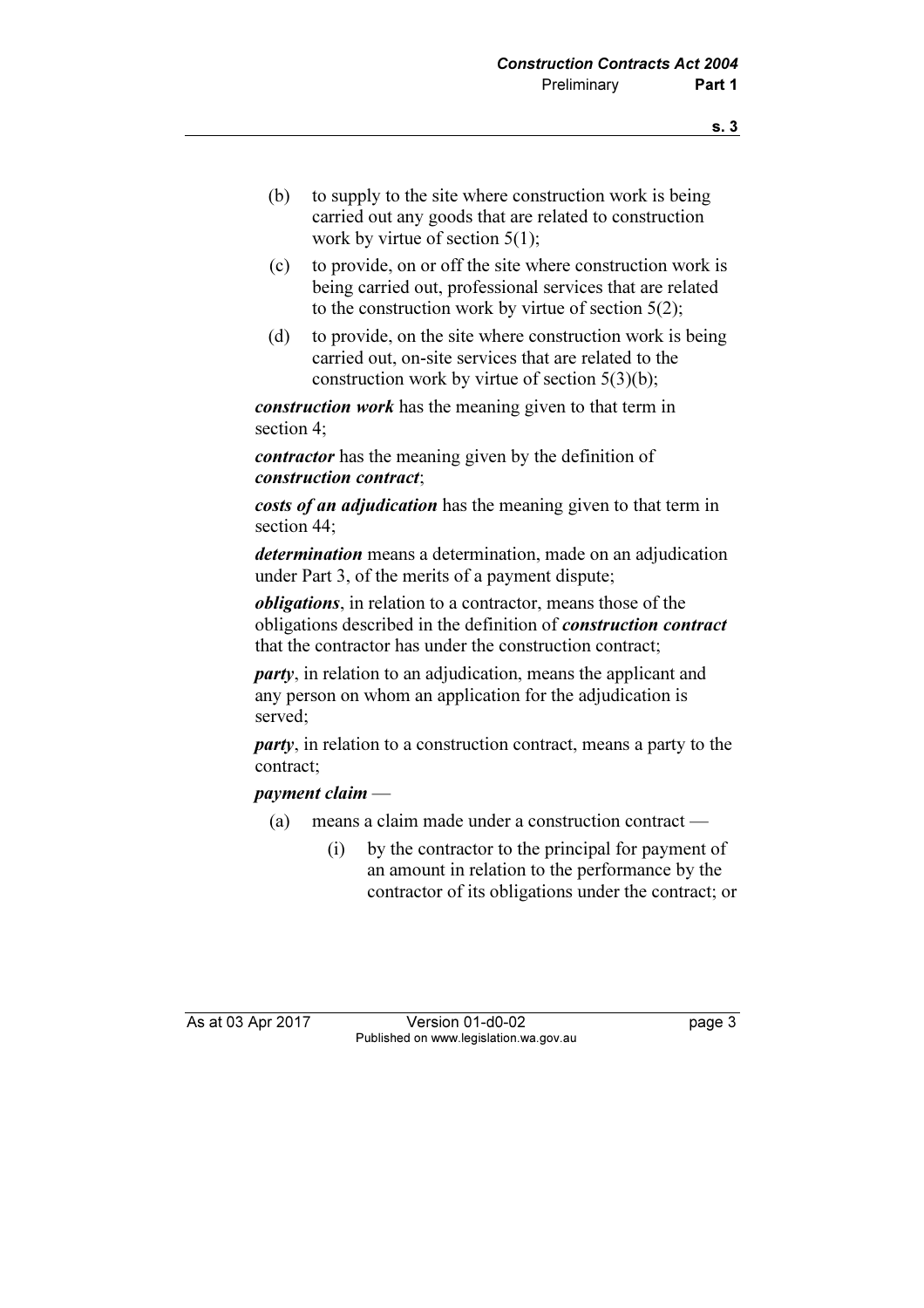(b) to supply to the site where construction work is being carried out any goods that are related to construction work by virtue of section 5(1);

(c) to provide, on or off the site where construction work is being carried out, professional services that are related to the construction work by virtue of section 5(2);

(d) to provide, on the site where construction work is being carried out, on-site services that are related to the construction work by virtue of section 5(3)(b);

***construction work*** has the meaning given to that term in section 4;

***contractor*** has the meaning given by the definition of ***construction contract***;

***costs of an adjudication*** has the meaning given to that term in section 44;

***determination*** means a determination, made on an adjudication under Part 3, of the merits of a payment dispute;

***obligations***, in relation to a contractor, means those of the obligations described in the definition of ***construction contract*** that the contractor has under the construction contract;

***party***, in relation to an adjudication, means the applicant and any person on whom an application for the adjudication is served;

***party***, in relation to a construction contract, means a party to the contract;

***payment claim*** —

(a) means a claim made under a construction contract —

(i) by the contractor to the principal for payment of an amount in relation to the performance by the contractor of its obligations under the contract; or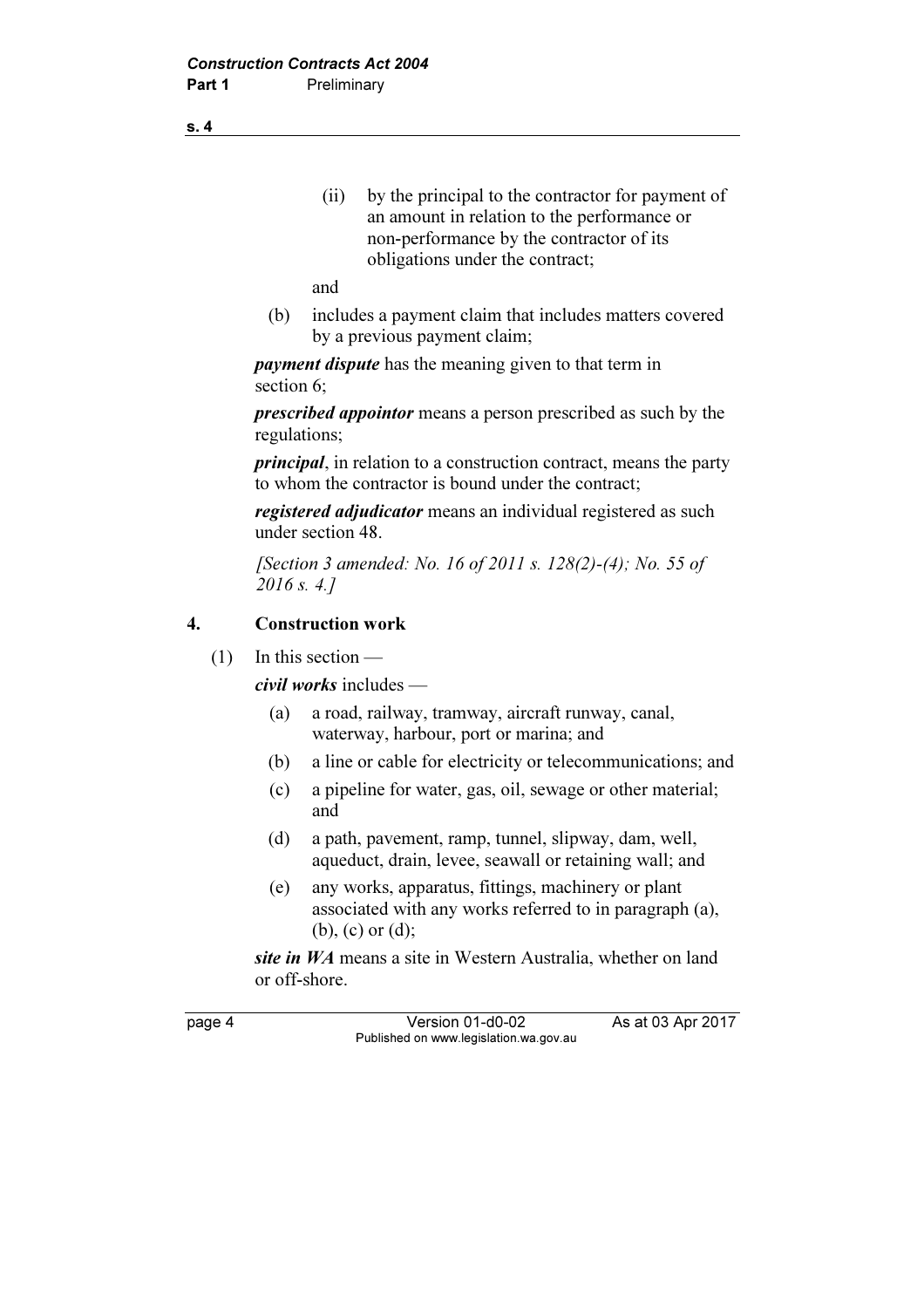(ii) by the principal to the contractor for payment of an amount in relation to the performance or non-performance by the contractor of its obligations under the contract;

and

(b) includes a payment claim that includes matters covered by a previous payment claim;

***payment dispute*** has the meaning given to that term in section 6;

***prescribed appointor*** means a person prescribed as such by the regulations;

***principal***, in relation to a construction contract, means the party to whom the contractor is bound under the contract;

***registered adjudicator*** means an individual registered as such under section 48.

*[Section 3 amended: No. 16 of 2011 s. 128(2)-(4); No. 55 of 2016 s. 4.]*

## 4. Construction work

(1) In this section —

***civil works*** includes —

(a) a road, railway, tramway, aircraft runway, canal, waterway, harbour, port or marina; and

(b) a line or cable for electricity or telecommunications; and

(c) a pipeline for water, gas, oil, sewage or other material; and

(d) a path, pavement, ramp, tunnel, slipway, dam, well, aqueduct, drain, levee, seawall or retaining wall; and

(e) any works, apparatus, fittings, machinery or plant associated with any works referred to in paragraph (a), (b), (c) or (d);

***site in WA*** means a site in Western Australia, whether on land or off-shore.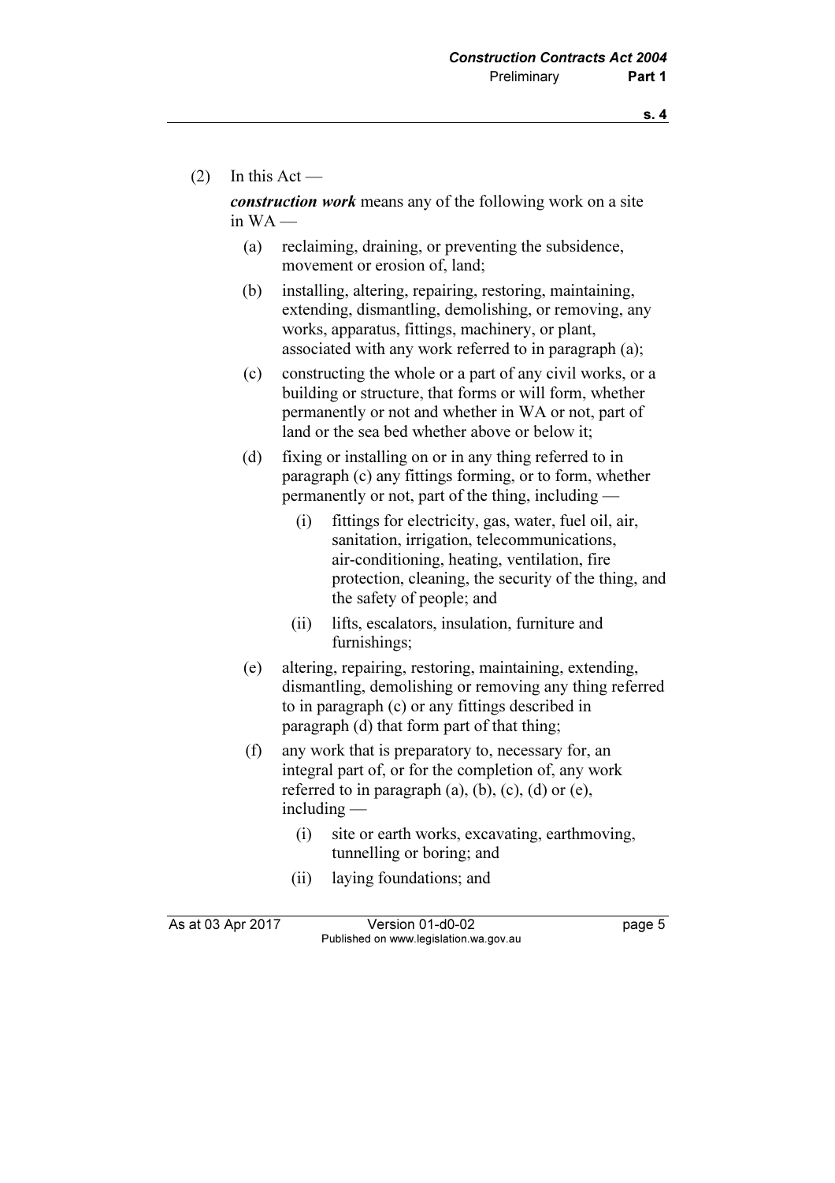(2) In this Act —

***construction work*** means any of the following work on a site in WA —

(a) reclaiming, draining, or preventing the subsidence, movement or erosion of, land;

(b) installing, altering, repairing, restoring, maintaining, extending, dismantling, demolishing, or removing, any works, apparatus, fittings, machinery, or plant, associated with any work referred to in paragraph (a);

(c) constructing the whole or a part of any civil works, or a building or structure, that forms or will form, whether permanently or not and whether in WA or not, part of land or the sea bed whether above or below it;

(d) fixing or installing on or in any thing referred to in paragraph (c) any fittings forming, or to form, whether permanently or not, part of the thing, including —

(i) fittings for electricity, gas, water, fuel oil, air, sanitation, irrigation, telecommunications, air-conditioning, heating, ventilation, fire protection, cleaning, the security of the thing, and the safety of people; and

(ii) lifts, escalators, insulation, furniture and furnishings;

(e) altering, repairing, restoring, maintaining, extending, dismantling, demolishing or removing any thing referred to in paragraph (c) or any fittings described in paragraph (d) that form part of that thing;

(f) any work that is preparatory to, necessary for, an integral part of, or for the completion of, any work referred to in paragraph (a), (b), (c), (d) or (e), including —

(i) site or earth works, excavating, earthmoving, tunnelling or boring; and

(ii) laying foundations; and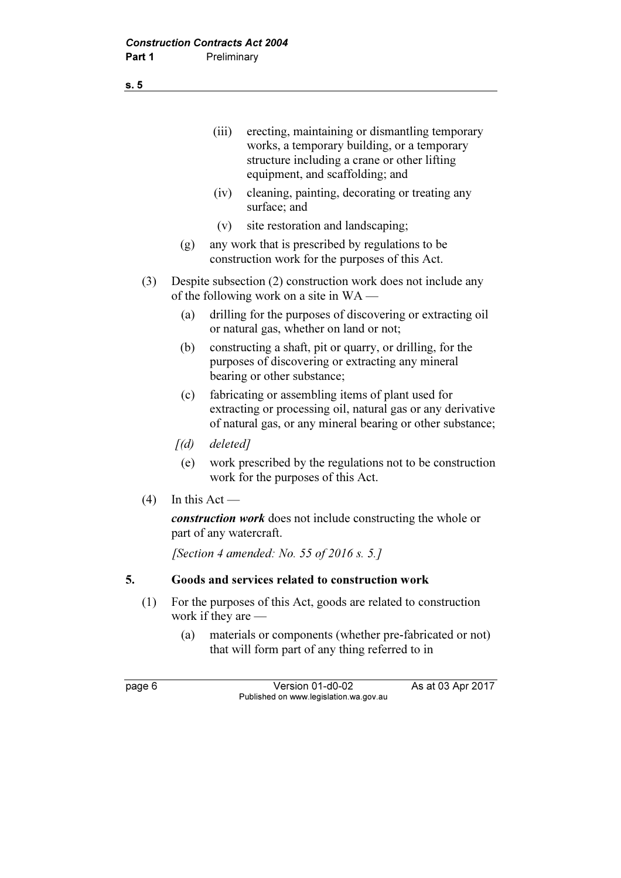(iii) erecting, maintaining or dismantling temporary works, a temporary building, or a temporary structure including a crane or other lifting equipment, and scaffolding; and

(iv) cleaning, painting, decorating or treating any surface; and

(v) site restoration and landscaping;

(g) any work that is prescribed by regulations to be construction work for the purposes of this Act.

(3) Despite subsection (2) construction work does not include any of the following work on a site in WA —

(a) drilling for the purposes of discovering or extracting oil or natural gas, whether on land or not;

(b) constructing a shaft, pit or quarry, or drilling, for the purposes of discovering or extracting any mineral bearing or other substance;

(c) fabricating or assembling items of plant used for extracting or processing oil, natural gas or any derivative of natural gas, or any mineral bearing or other substance;

*[(d) deleted]*

(e) work prescribed by the regulations not to be construction work for the purposes of this Act.

(4) In this Act —

***construction work*** does not include constructing the whole or part of any watercraft.

*[Section 4 amended: No. 55 of 2016 s. 5.]*

## 5. Goods and services related to construction work

(1) For the purposes of this Act, goods are related to construction work if they are —

(a) materials or components (whether pre-fabricated or not) that will form part of any thing referred to in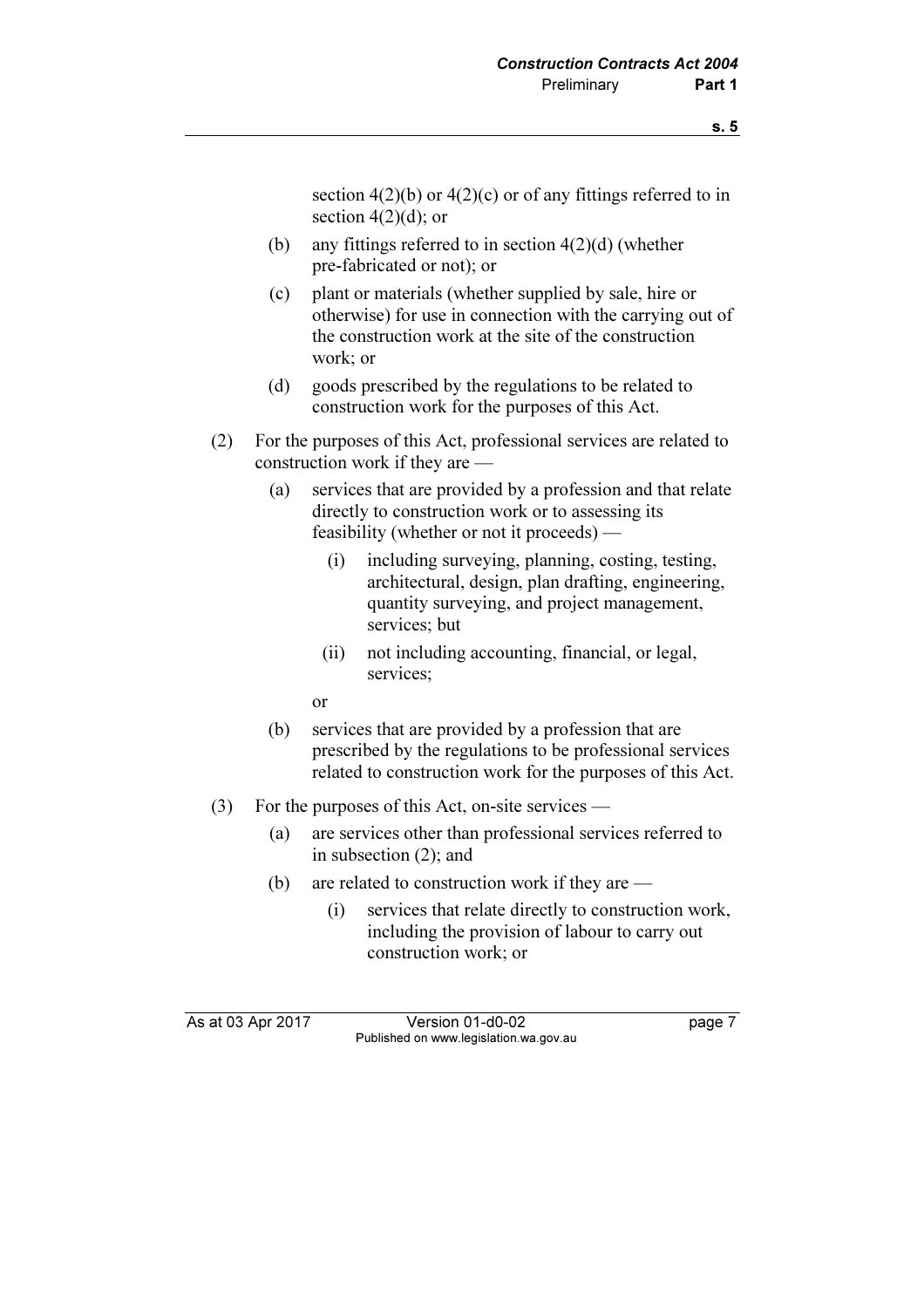section 4(2)(b) or 4(2)(c) or of any fittings referred to in section 4(2)(d); or

(b) any fittings referred to in section 4(2)(d) (whether pre-fabricated or not); or

(c) plant or materials (whether supplied by sale, hire or otherwise) for use in connection with the carrying out of the construction work at the site of the construction work; or

(d) goods prescribed by the regulations to be related to construction work for the purposes of this Act.

(2) For the purposes of this Act, professional services are related to construction work if they are —

(a) services that are provided by a profession and that relate directly to construction work or to assessing its feasibility (whether or not it proceeds) —

(i) including surveying, planning, costing, testing, architectural, design, plan drafting, engineering, quantity surveying, and project management, services; but

(ii) not including accounting, financial, or legal, services;

or

(b) services that are provided by a profession that are prescribed by the regulations to be professional services related to construction work for the purposes of this Act.

(3) For the purposes of this Act, on-site services —

(a) are services other than professional services referred to in subsection (2); and

(b) are related to construction work if they are —

(i) services that relate directly to construction work, including the provision of labour to carry out construction work; or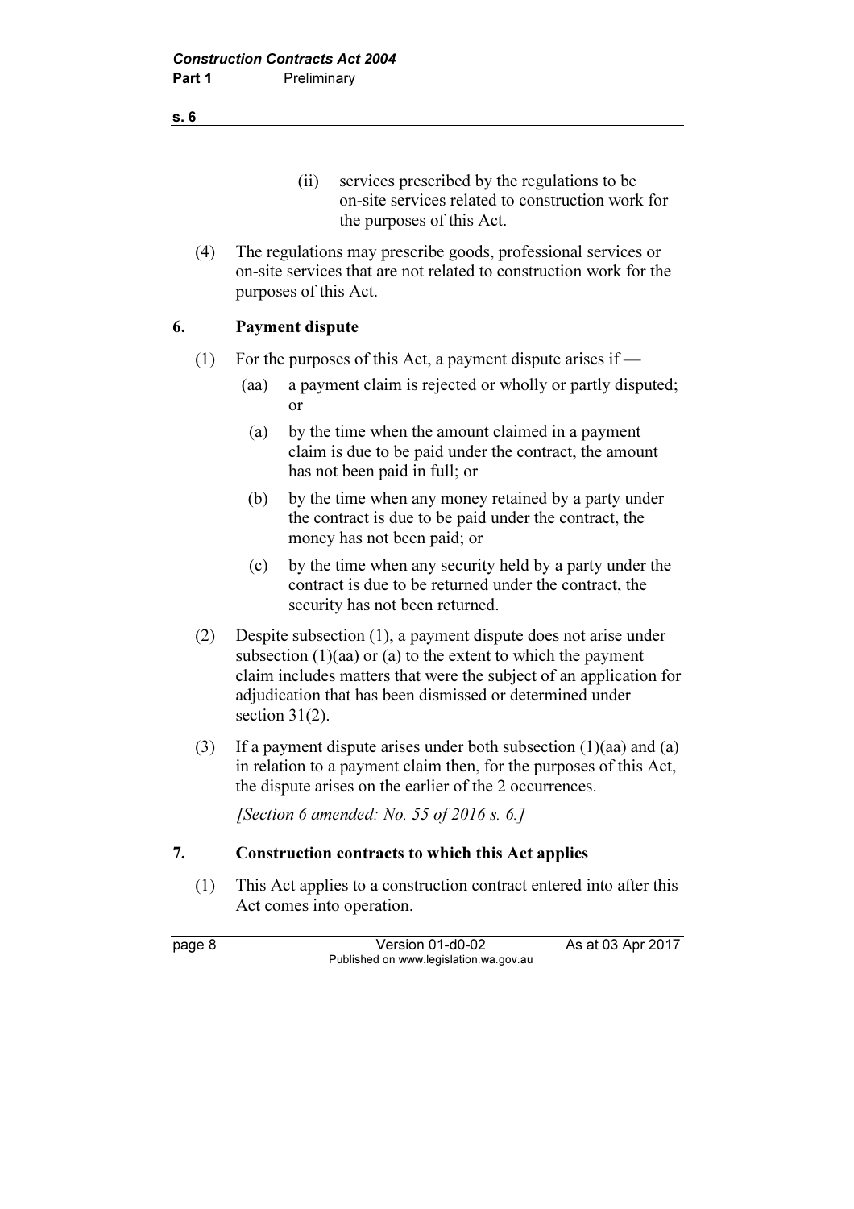(ii) services prescribed by the regulations to be on-site services related to construction work for the purposes of this Act.

(4) The regulations may prescribe goods, professional services or on-site services that are not related to construction work for the purposes of this Act.

## 6. Payment dispute

(1) For the purposes of this Act, a payment dispute arises if —

(aa) a payment claim is rejected or wholly or partly disputed; or

(a) by the time when the amount claimed in a payment claim is due to be paid under the contract, the amount has not been paid in full; or

(b) by the time when any money retained by a party under the contract is due to be paid under the contract, the money has not been paid; or

(c) by the time when any security held by a party under the contract is due to be returned under the contract, the security has not been returned.

(2) Despite subsection (1), a payment dispute does not arise under subsection (1)(aa) or (a) to the extent to which the payment claim includes matters that were the subject of an application for adjudication that has been dismissed or determined under section 31(2).

(3) If a payment dispute arises under both subsection (1)(aa) and (a) in relation to a payment claim then, for the purposes of this Act, the dispute arises on the earlier of the 2 occurrences.

*[Section 6 amended: No. 55 of 2016 s. 6.]*

## 7. Construction contracts to which this Act applies

(1) This Act applies to a construction contract entered into after this Act comes into operation.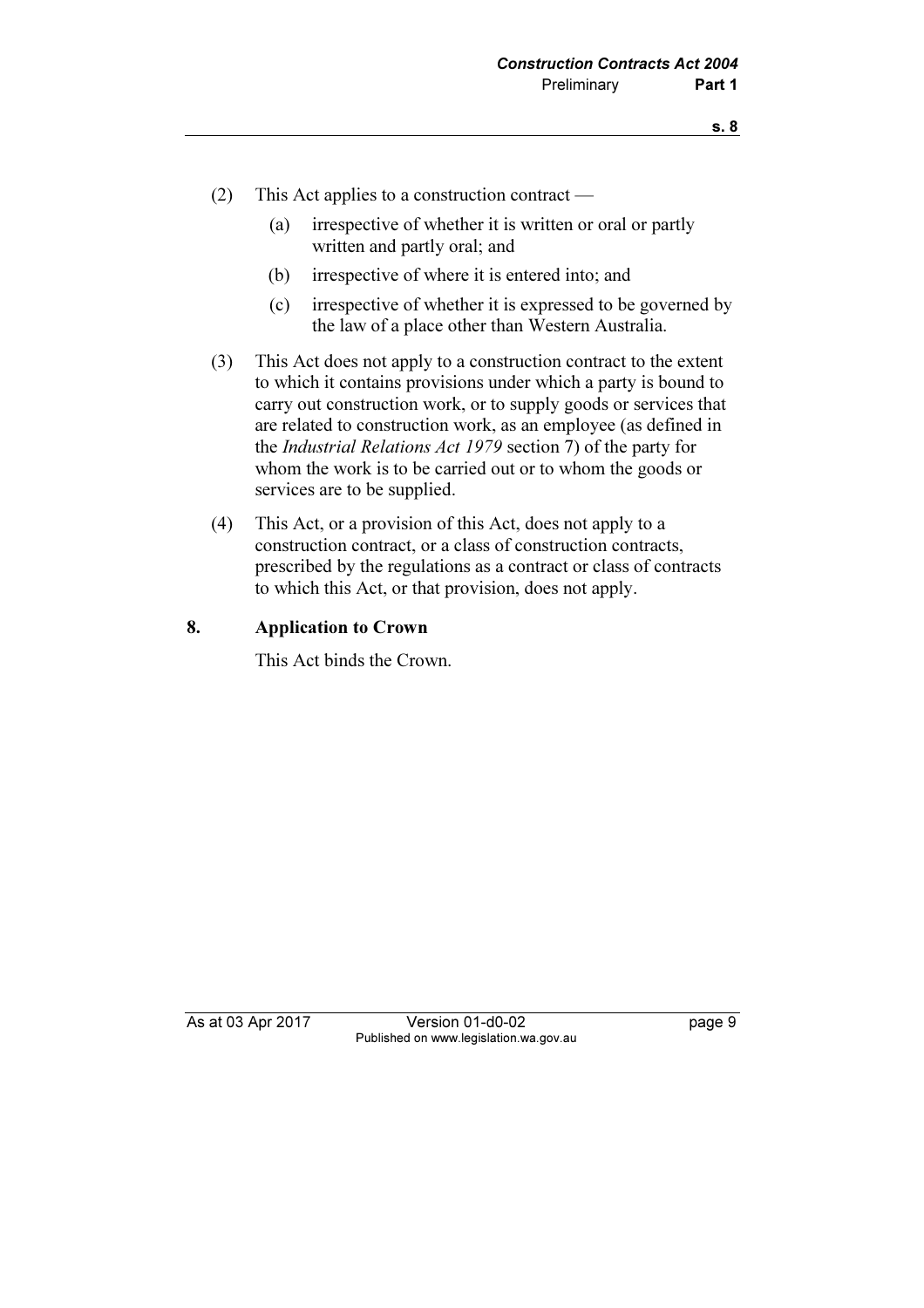(2) This Act applies to a construction contract —

(a) irrespective of whether it is written or oral or partly written and partly oral; and

(b) irrespective of where it is entered into; and

(c) irrespective of whether it is expressed to be governed by the law of a place other than Western Australia.

(3) This Act does not apply to a construction contract to the extent to which it contains provisions under which a party is bound to carry out construction work, or to supply goods or services that are related to construction work, as an employee (as defined in the *Industrial Relations Act 1979* section 7) of the party for whom the work is to be carried out or to whom the goods or services are to be supplied.

(4) This Act, or a provision of this Act, does not apply to a construction contract, or a class of construction contracts, prescribed by the regulations as a contract or class of contracts to which this Act, or that provision, does not apply.

## 8. Application to Crown

This Act binds the Crown.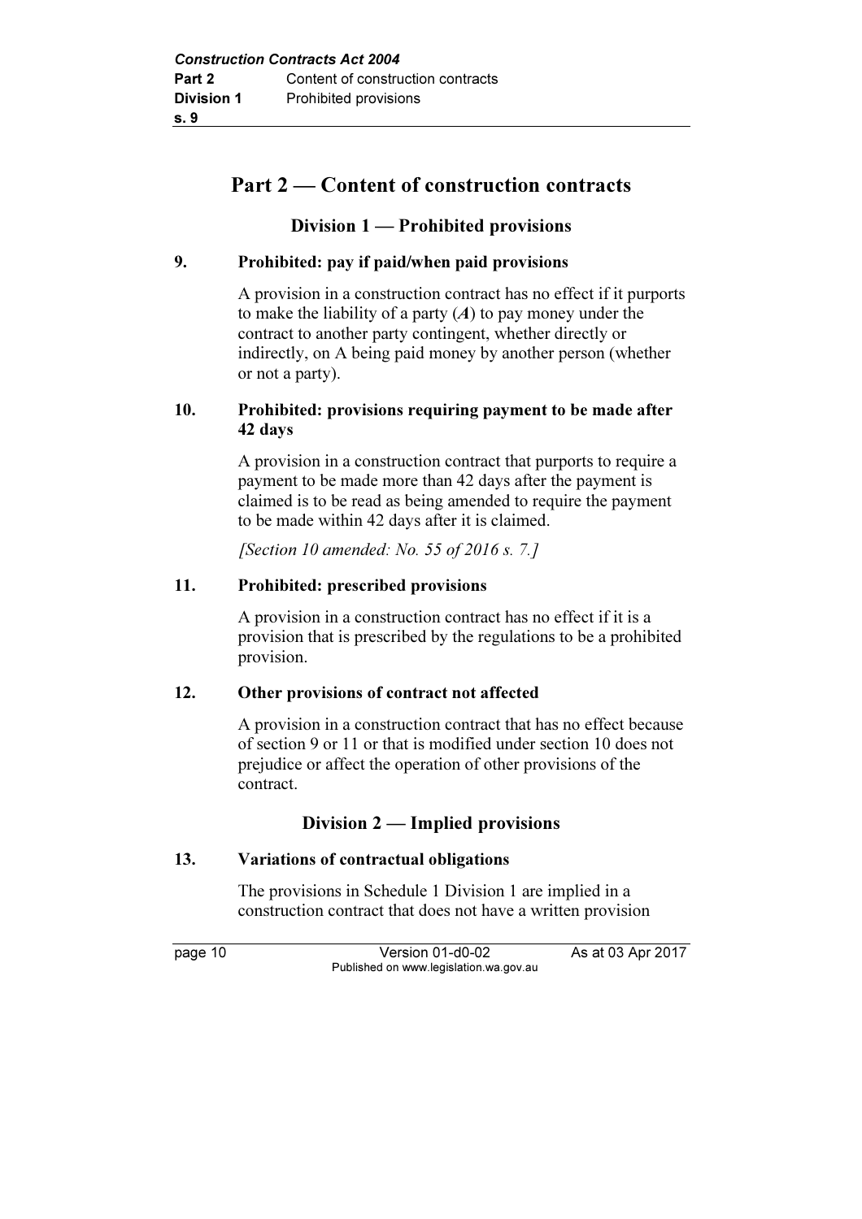## Part 2 — Content of construction contracts

### Division 1 — Prohibited provisions

#### 9. Prohibited: pay if paid/when paid provisions

A provision in a construction contract has no effect if it purports to make the liability of a party (***A***) to pay money under the contract to another party contingent, whether directly or indirectly, on A being paid money by another person (whether or not a party).

#### 10. Prohibited: provisions requiring payment to be made after 42 days

A provision in a construction contract that purports to require a payment to be made more than 42 days after the payment is claimed is to be read as being amended to require the payment to be made within 42 days after it is claimed.

*[Section 10 amended: No. 55 of 2016 s. 7.]*

#### 11. Prohibited: prescribed provisions

A provision in a construction contract has no effect if it is a provision that is prescribed by the regulations to be a prohibited provision.

#### 12. Other provisions of contract not affected

A provision in a construction contract that has no effect because of section 9 or 11 or that is modified under section 10 does not prejudice or affect the operation of other provisions of the contract.

### Division 2 — Implied provisions

#### 13. Variations of contractual obligations

The provisions in Schedule 1 Division 1 are implied in a construction contract that does not have a written provision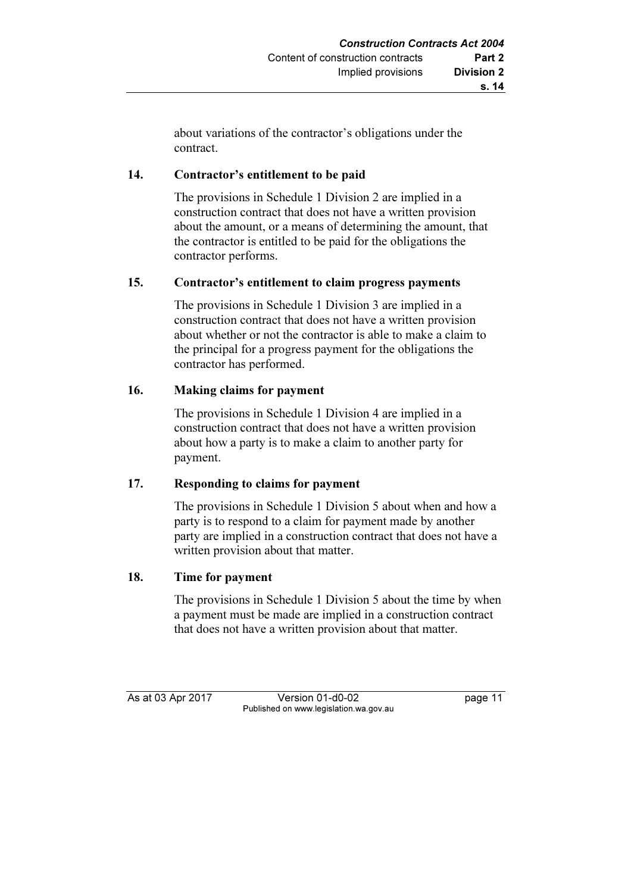about variations of the contractor's obligations under the contract.

### 14. Contractor's entitlement to be paid

The provisions in Schedule 1 Division 2 are implied in a construction contract that does not have a written provision about the amount, or a means of determining the amount, that the contractor is entitled to be paid for the obligations the contractor performs.

### 15. Contractor's entitlement to claim progress payments

The provisions in Schedule 1 Division 3 are implied in a construction contract that does not have a written provision about whether or not the contractor is able to make a claim to the principal for a progress payment for the obligations the contractor has performed.

### 16. Making claims for payment

The provisions in Schedule 1 Division 4 are implied in a construction contract that does not have a written provision about how a party is to make a claim to another party for payment.

### 17. Responding to claims for payment

The provisions in Schedule 1 Division 5 about when and how a party is to respond to a claim for payment made by another party are implied in a construction contract that does not have a written provision about that matter.

### 18. Time for payment

The provisions in Schedule 1 Division 5 about the time by when a payment must be made are implied in a construction contract that does not have a written provision about that matter.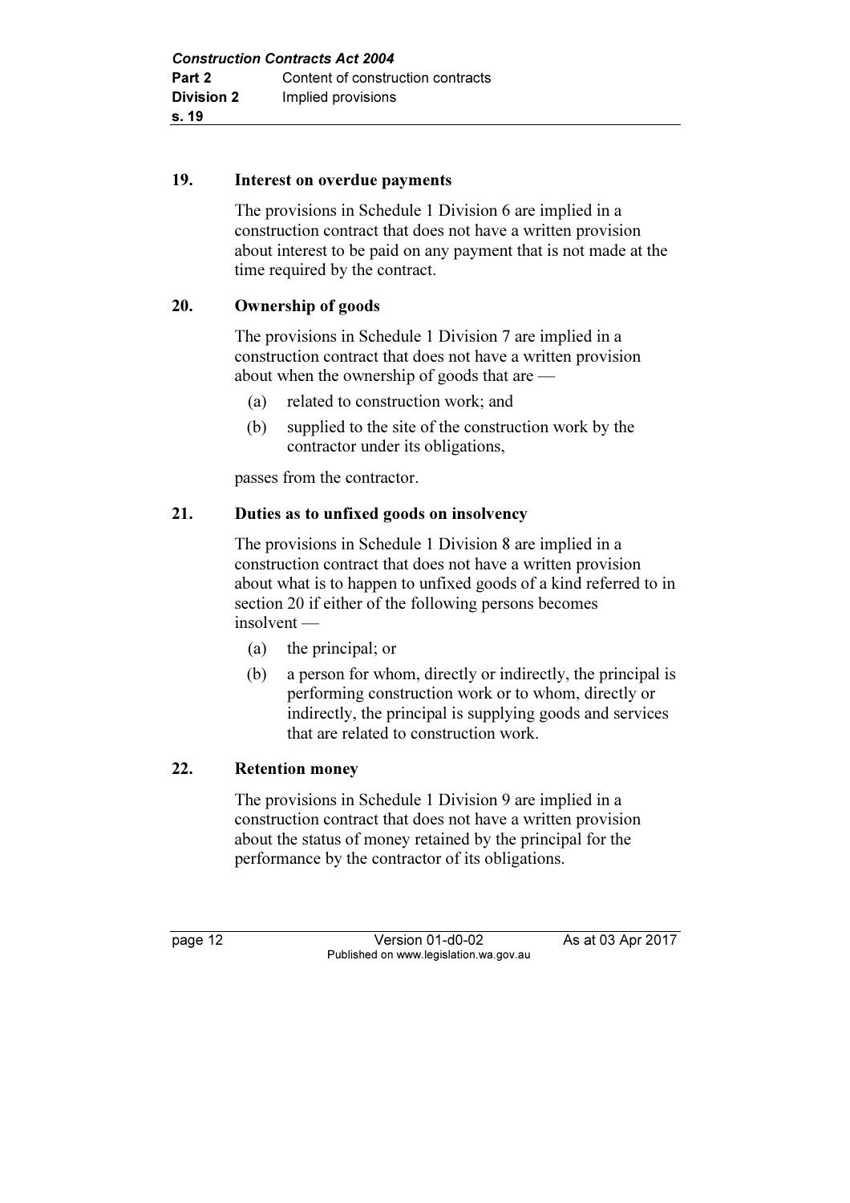### 19. Interest on overdue payments

The provisions in Schedule 1 Division 6 are implied in a construction contract that does not have a written provision about interest to be paid on any payment that is not made at the time required by the contract.

### 20. Ownership of goods

The provisions in Schedule 1 Division 7 are implied in a construction contract that does not have a written provision about when the ownership of goods that are —

(a) related to construction work; and

(b) supplied to the site of the construction work by the contractor under its obligations,

passes from the contractor.

### 21. Duties as to unfixed goods on insolvency

The provisions in Schedule 1 Division 8 are implied in a construction contract that does not have a written provision about what is to happen to unfixed goods of a kind referred to in section 20 if either of the following persons becomes insolvent —

(a) the principal; or

(b) a person for whom, directly or indirectly, the principal is performing construction work or to whom, directly or indirectly, the principal is supplying goods and services that are related to construction work.

### 22. Retention money

The provisions in Schedule 1 Division 9 are implied in a construction contract that does not have a written provision about the status of money retained by the principal for the performance by the contractor of its obligations.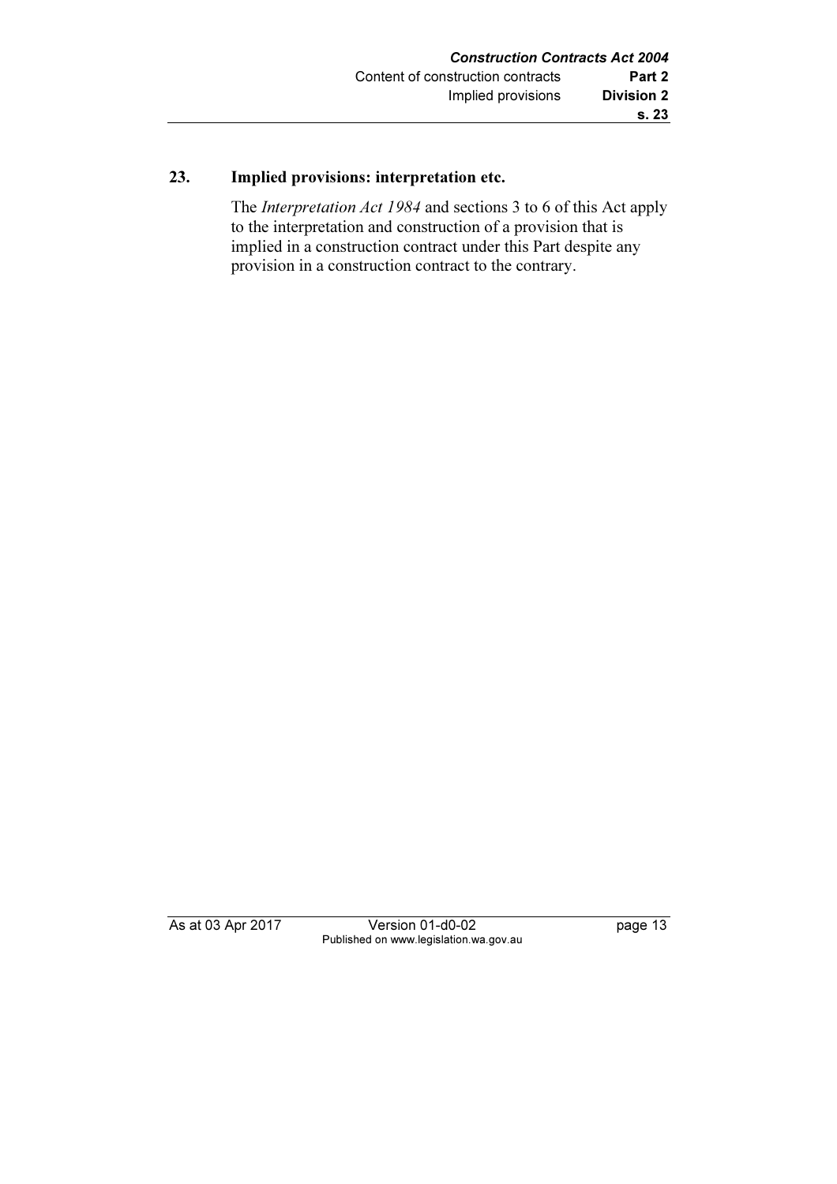## 23. Implied provisions: interpretation etc.

The *Interpretation Act 1984* and sections 3 to 6 of this Act apply to the interpretation and construction of a provision that is implied in a construction contract under this Part despite any provision in a construction contract to the contrary.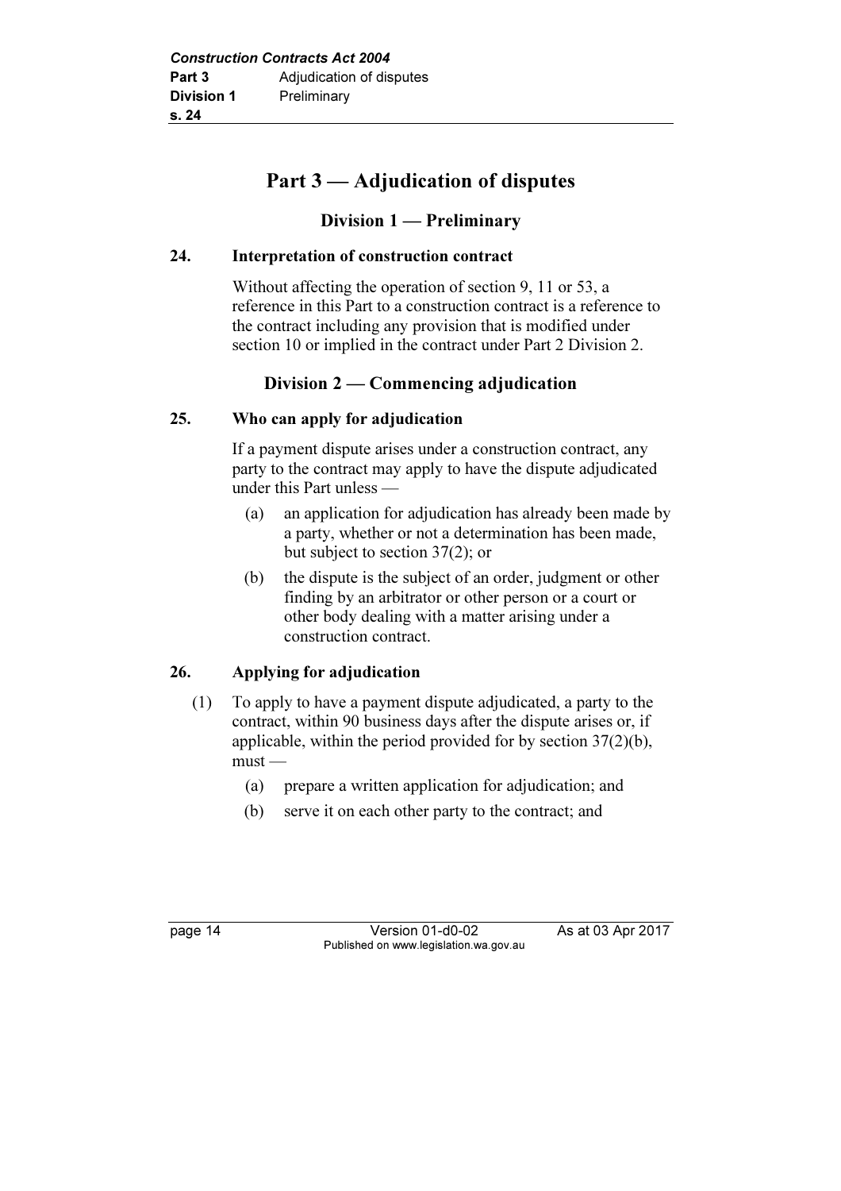# Part 3 — Adjudication of disputes

## Division 1 — Preliminary

### 24. Interpretation of construction contract

Without affecting the operation of section 9, 11 or 53, a reference in this Part to a construction contract is a reference to the contract including any provision that is modified under section 10 or implied in the contract under Part 2 Division 2.

## Division 2 — Commencing adjudication

### 25. Who can apply for adjudication

If a payment dispute arises under a construction contract, any party to the contract may apply to have the dispute adjudicated under this Part unless —

(a) an application for adjudication has already been made by a party, whether or not a determination has been made, but subject to section 37(2); or

(b) the dispute is the subject of an order, judgment or other finding by an arbitrator or other person or a court or other body dealing with a matter arising under a construction contract.

### 26. Applying for adjudication

(1) To apply to have a payment dispute adjudicated, a party to the contract, within 90 business days after the dispute arises or, if applicable, within the period provided for by section 37(2)(b), must —

(a) prepare a written application for adjudication; and

(b) serve it on each other party to the contract; and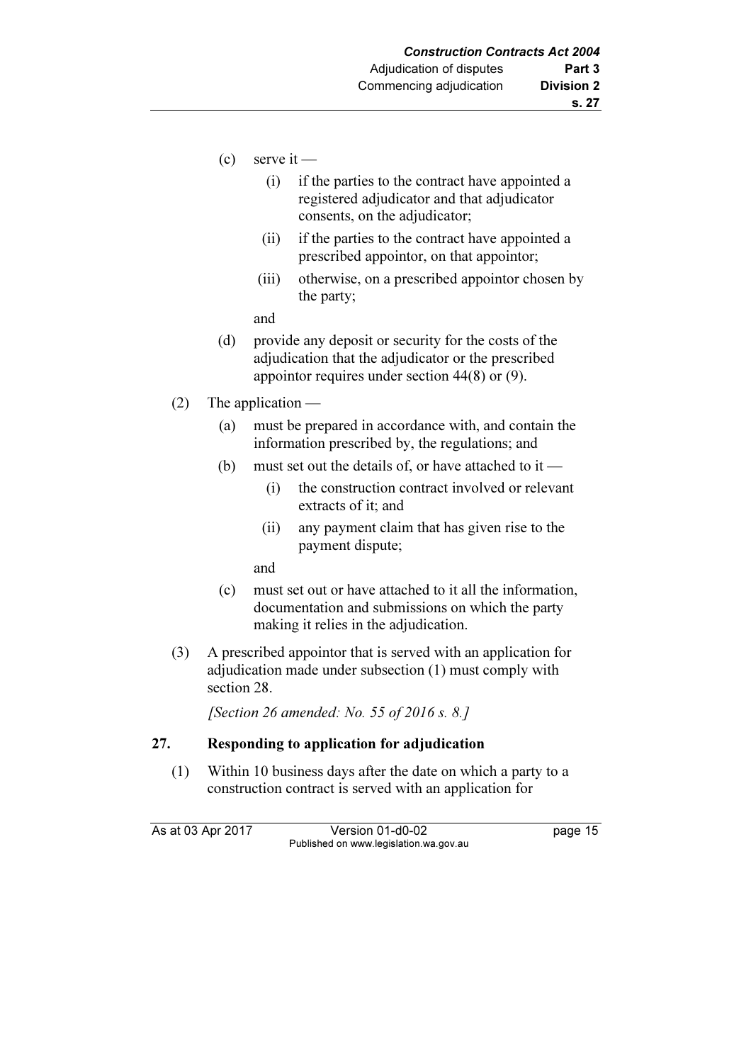(c) serve it —

(i) if the parties to the contract have appointed a registered adjudicator and that adjudicator consents, on the adjudicator;

(ii) if the parties to the contract have appointed a prescribed appointor, on that appointor;

(iii) otherwise, on a prescribed appointor chosen by the party;

and

(d) provide any deposit or security for the costs of the adjudication that the adjudicator or the prescribed appointor requires under section 44(8) or (9).

(2) The application —

(a) must be prepared in accordance with, and contain the information prescribed by, the regulations; and

(b) must set out the details of, or have attached to it —

(i) the construction contract involved or relevant extracts of it; and

(ii) any payment claim that has given rise to the payment dispute;

and

(c) must set out or have attached to it all the information, documentation and submissions on which the party making it relies in the adjudication.

(3) A prescribed appointor that is served with an application for adjudication made under subsection (1) must comply with section 28.

*[Section 26 amended: No. 55 of 2016 s. 8.]*

## 27. Responding to application for adjudication

(1) Within 10 business days after the date on which a party to a construction contract is served with an application for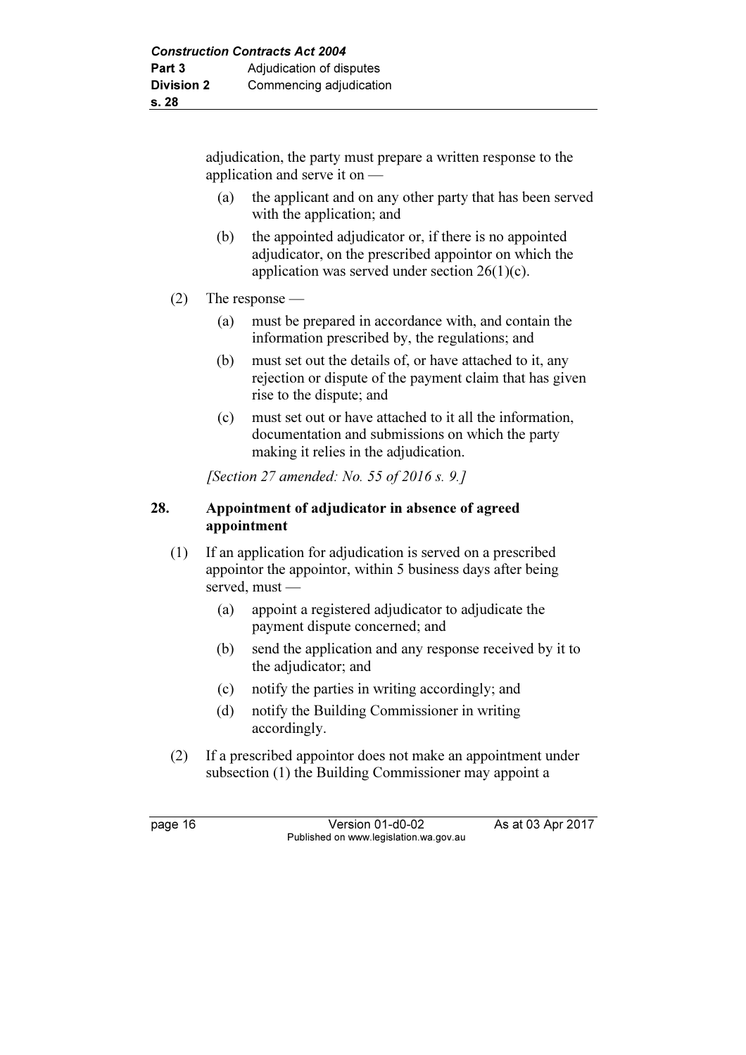adjudication, the party must prepare a written response to the application and serve it on —

(a) the applicant and on any other party that has been served with the application; and

(b) the appointed adjudicator or, if there is no appointed adjudicator, on the prescribed appointor on which the application was served under section 26(1)(c).

(2) The response —

(a) must be prepared in accordance with, and contain the information prescribed by, the regulations; and

(b) must set out the details of, or have attached to it, any rejection or dispute of the payment claim that has given rise to the dispute; and

(c) must set out or have attached to it all the information, documentation and submissions on which the party making it relies in the adjudication.

*[Section 27 amended: No. 55 of 2016 s. 9.]*

### 28. Appointment of adjudicator in absence of agreed appointment

(1) If an application for adjudication is served on a prescribed appointor the appointor, within 5 business days after being served, must —

(a) appoint a registered adjudicator to adjudicate the payment dispute concerned; and

(b) send the application and any response received by it to the adjudicator; and

(c) notify the parties in writing accordingly; and

(d) notify the Building Commissioner in writing accordingly.

(2) If a prescribed appointor does not make an appointment under subsection (1) the Building Commissioner may appoint a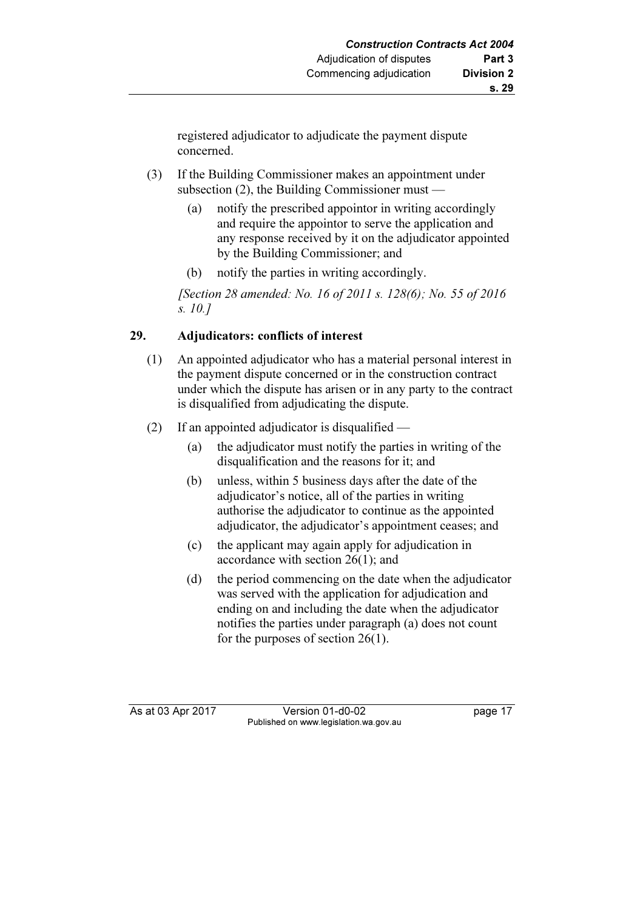registered adjudicator to adjudicate the payment dispute concerned.

(3) If the Building Commissioner makes an appointment under subsection (2), the Building Commissioner must —

(a) notify the prescribed appointor in writing accordingly and require the appointor to serve the application and any response received by it on the adjudicator appointed by the Building Commissioner; and

(b) notify the parties in writing accordingly.

*[Section 28 amended: No. 16 of 2011 s. 128(6); No. 55 of 2016 s. 10.]*

### 29. Adjudicators: conflicts of interest

(1) An appointed adjudicator who has a material personal interest in the payment dispute concerned or in the construction contract under which the dispute has arisen or in any party to the contract is disqualified from adjudicating the dispute.

(2) If an appointed adjudicator is disqualified —

(a) the adjudicator must notify the parties in writing of the disqualification and the reasons for it; and

(b) unless, within 5 business days after the date of the adjudicator's notice, all of the parties in writing authorise the adjudicator to continue as the appointed adjudicator, the adjudicator's appointment ceases; and

(c) the applicant may again apply for adjudication in accordance with section 26(1); and

(d) the period commencing on the date when the adjudicator was served with the application for adjudication and ending on and including the date when the adjudicator notifies the parties under paragraph (a) does not count for the purposes of section 26(1).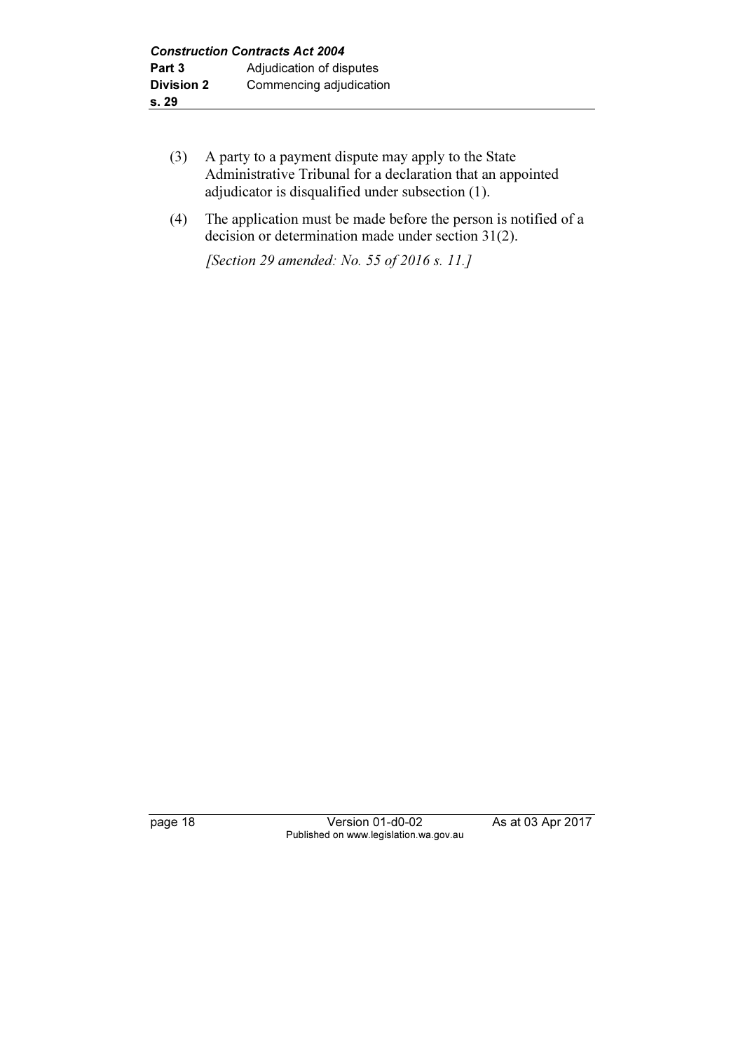(3) A party to a payment dispute may apply to the State Administrative Tribunal for a declaration that an appointed adjudicator is disqualified under subsection (1).

(4) The application must be made before the person is notified of a decision or determination made under section 31(2).

*[Section 29 amended: No. 55 of 2016 s. 11.]*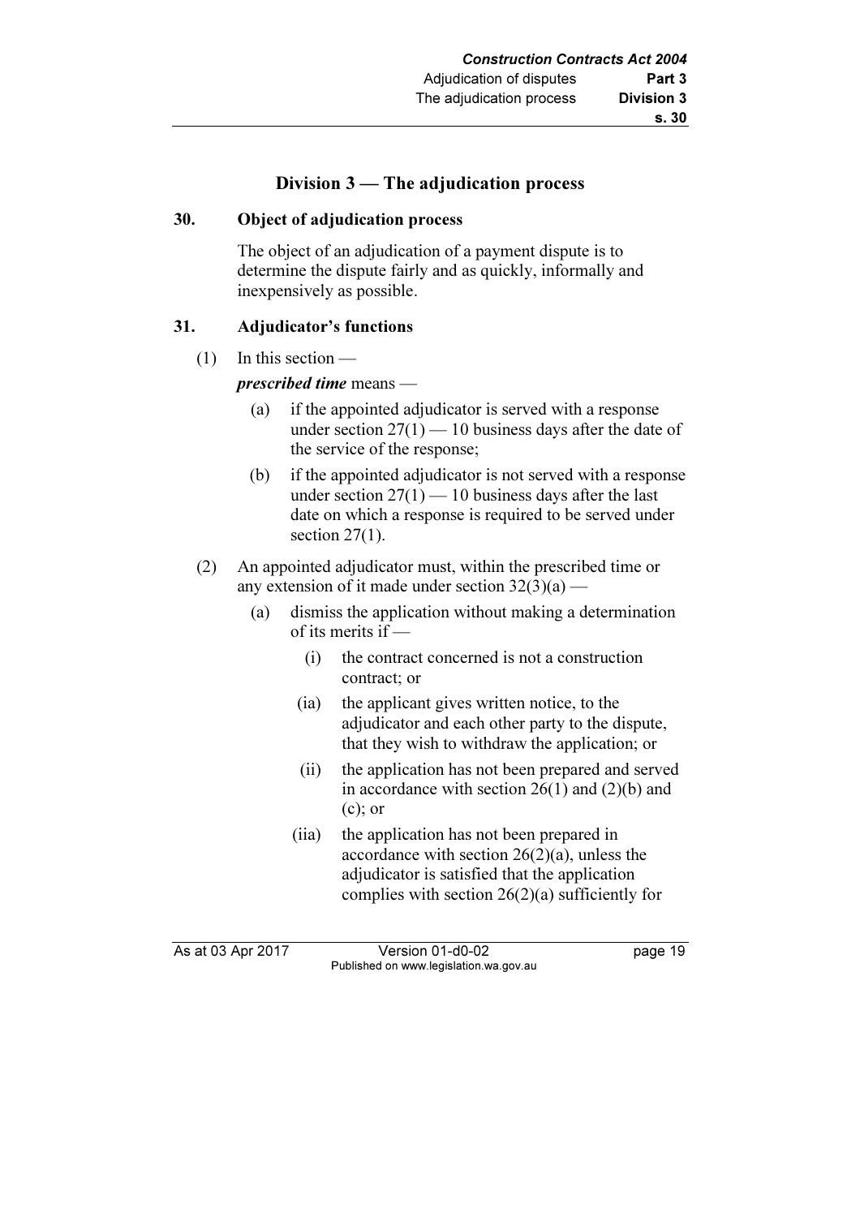## Division 3 — The adjudication process

**30. Object of adjudication process**

The object of an adjudication of a payment dispute is to determine the dispute fairly and as quickly, informally and inexpensively as possible.

**31. Adjudicator's functions**

(1) In this section —

***prescribed time*** means —

(a) if the appointed adjudicator is served with a response under section 27(1) — 10 business days after the date of the service of the response;

(b) if the appointed adjudicator is not served with a response under section 27(1) — 10 business days after the last date on which a response is required to be served under section 27(1).

(2) An appointed adjudicator must, within the prescribed time or any extension of it made under section 32(3)(a) —

(a) dismiss the application without making a determination of its merits if —

(i) the contract concerned is not a construction contract; or

(ia) the applicant gives written notice, to the adjudicator and each other party to the dispute, that they wish to withdraw the application; or

(ii) the application has not been prepared and served in accordance with section 26(1) and (2)(b) and (c); or

(iia) the application has not been prepared in accordance with section 26(2)(a), unless the adjudicator is satisfied that the application complies with section 26(2)(a) sufficiently for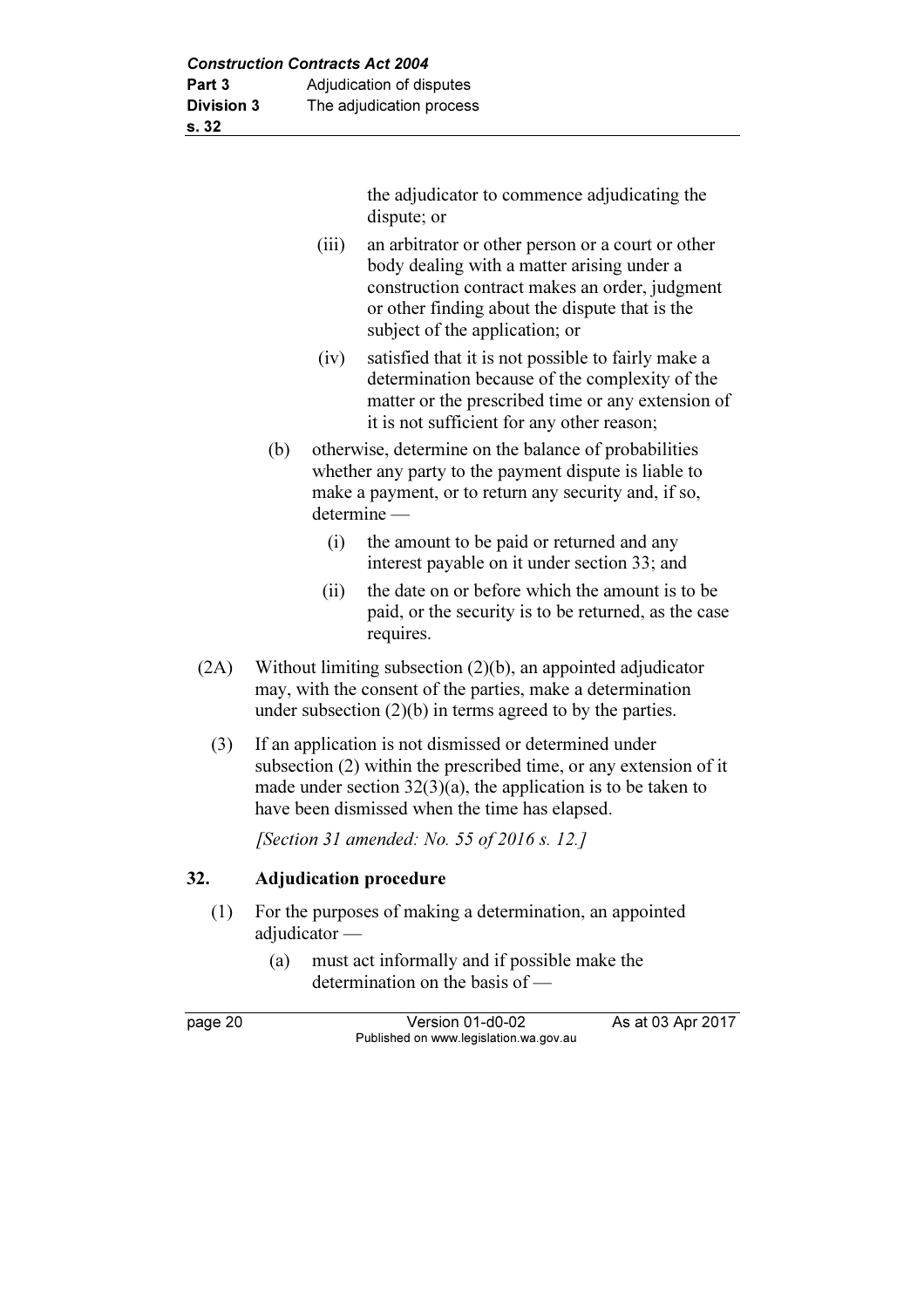the adjudicator to commence adjudicating the dispute; or

(iii) an arbitrator or other person or a court or other body dealing with a matter arising under a construction contract makes an order, judgment or other finding about the dispute that is the subject of the application; or

(iv) satisfied that it is not possible to fairly make a determination because of the complexity of the matter or the prescribed time or any extension of it is not sufficient for any other reason;

(b) otherwise, determine on the balance of probabilities whether any party to the payment dispute is liable to make a payment, or to return any security and, if so, determine —

(i) the amount to be paid or returned and any interest payable on it under section 33; and

(ii) the date on or before which the amount is to be paid, or the security is to be returned, as the case requires.

(2A) Without limiting subsection (2)(b), an appointed adjudicator may, with the consent of the parties, make a determination under subsection (2)(b) in terms agreed to by the parties.

(3) If an application is not dismissed or determined under subsection (2) within the prescribed time, or any extension of it made under section 32(3)(a), the application is to be taken to have been dismissed when the time has elapsed.

*[Section 31 amended: No. 55 of 2016 s. 12.]*

## 32. Adjudication procedure

(1) For the purposes of making a determination, an appointed adjudicator —

(a) must act informally and if possible make the determination on the basis of —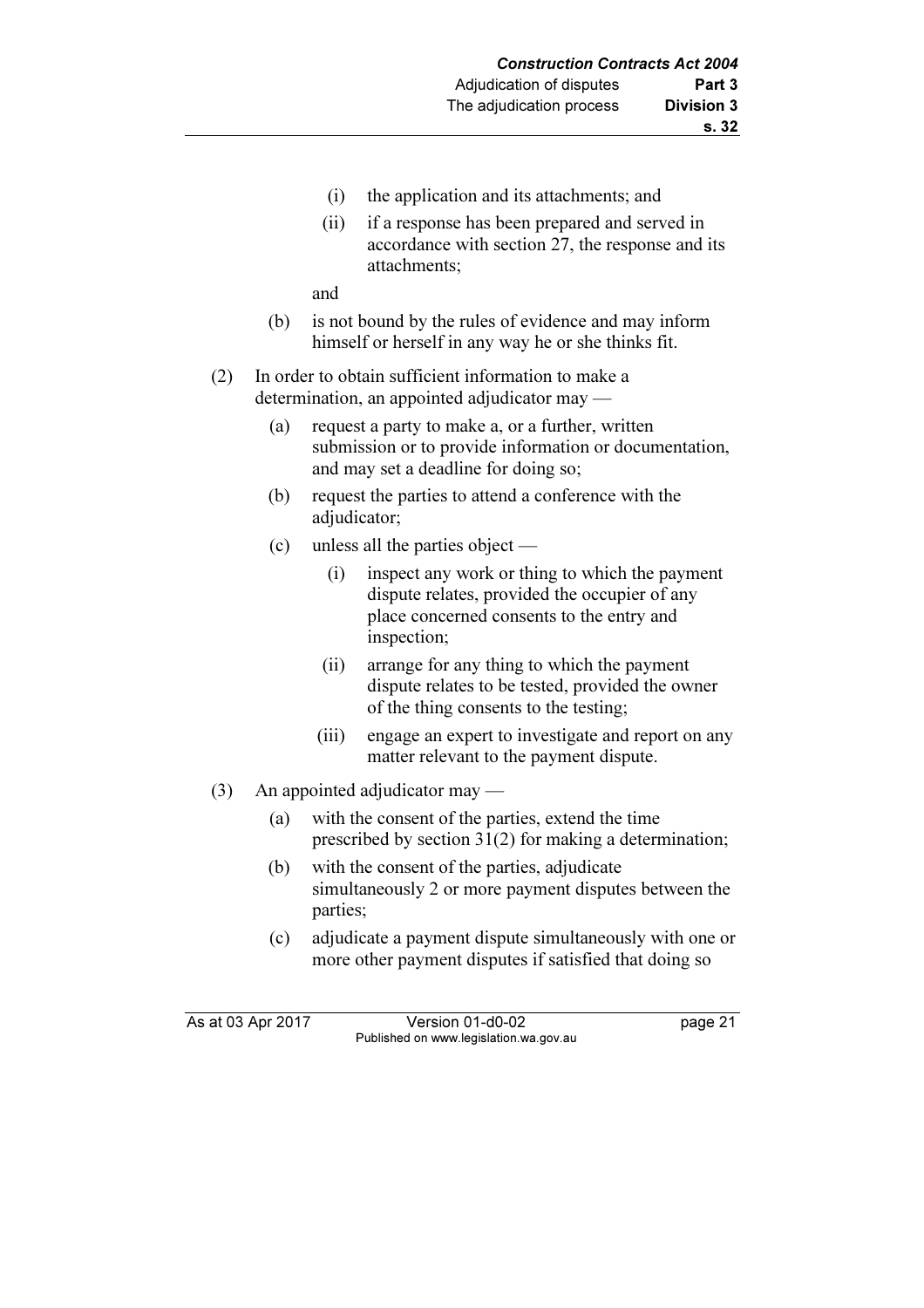(i) the application and its attachments; and

(ii) if a response has been prepared and served in accordance with section 27, the response and its attachments;

and

(b) is not bound by the rules of evidence and may inform himself or herself in any way he or she thinks fit.

(2) In order to obtain sufficient information to make a determination, an appointed adjudicator may —

(a) request a party to make a, or a further, written submission or to provide information or documentation, and may set a deadline for doing so;

(b) request the parties to attend a conference with the adjudicator;

(c) unless all the parties object —

(i) inspect any work or thing to which the payment dispute relates, provided the occupier of any place concerned consents to the entry and inspection;

(ii) arrange for any thing to which the payment dispute relates to be tested, provided the owner of the thing consents to the testing;

(iii) engage an expert to investigate and report on any matter relevant to the payment dispute.

(3) An appointed adjudicator may —

(a) with the consent of the parties, extend the time prescribed by section 31(2) for making a determination;

(b) with the consent of the parties, adjudicate simultaneously 2 or more payment disputes between the parties;

(c) adjudicate a payment dispute simultaneously with one or more other payment disputes if satisfied that doing so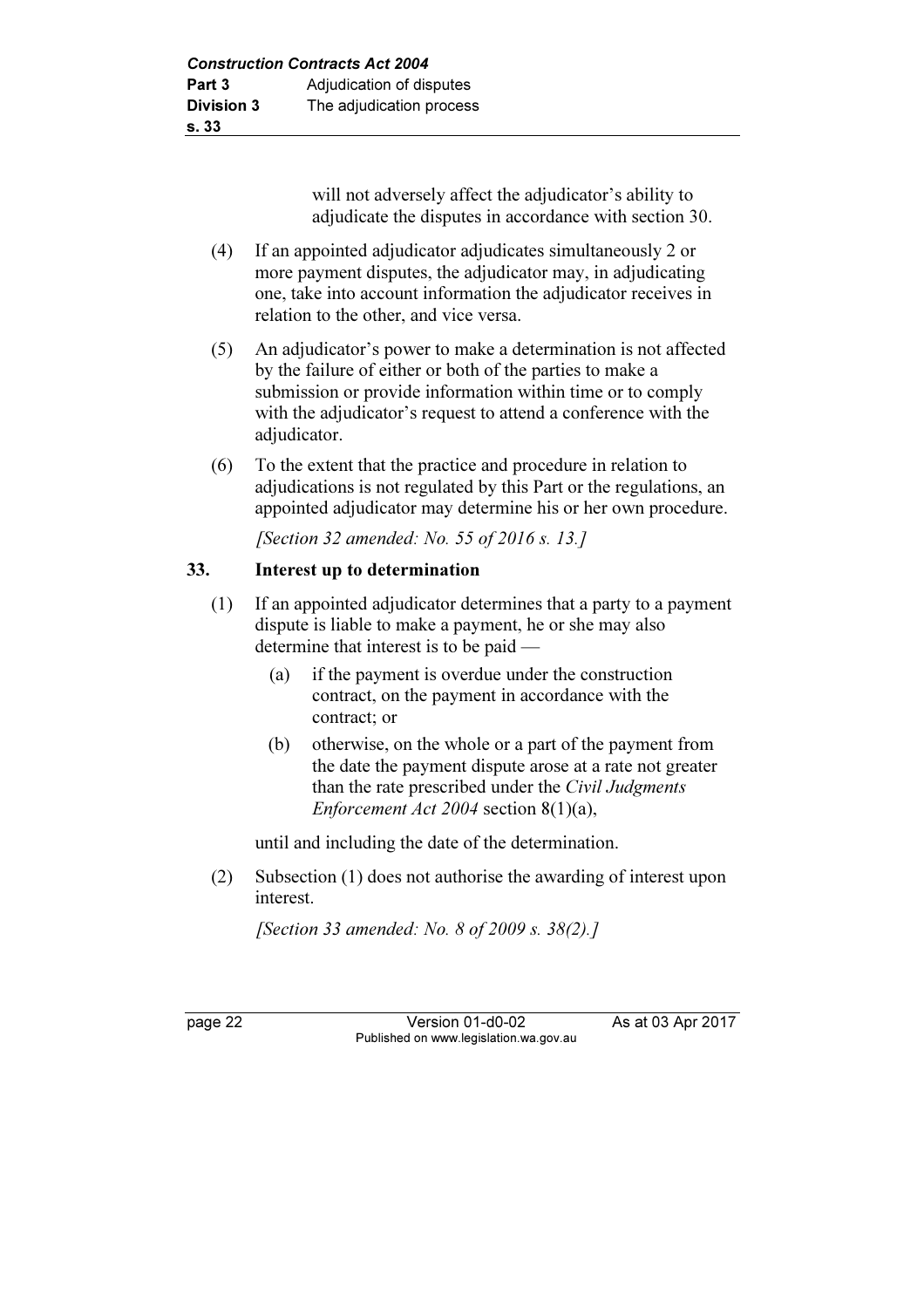will not adversely affect the adjudicator's ability to adjudicate the disputes in accordance with section 30.

(4) If an appointed adjudicator adjudicates simultaneously 2 or more payment disputes, the adjudicator may, in adjudicating one, take into account information the adjudicator receives in relation to the other, and vice versa.

(5) An adjudicator's power to make a determination is not affected by the failure of either or both of the parties to make a submission or provide information within time or to comply with the adjudicator's request to attend a conference with the adjudicator.

(6) To the extent that the practice and procedure in relation to adjudications is not regulated by this Part or the regulations, an appointed adjudicator may determine his or her own procedure.

*[Section 32 amended: No. 55 of 2016 s. 13.]*

### 33. Interest up to determination

(1) If an appointed adjudicator determines that a party to a payment dispute is liable to make a payment, he or she may also determine that interest is to be paid —

  (a) if the payment is overdue under the construction contract, on the payment in accordance with the contract; or

  (b) otherwise, on the whole or a part of the payment from the date the payment dispute arose at a rate not greater than the rate prescribed under the *Civil Judgments Enforcement Act 2004* section 8(1)(a),

until and including the date of the determination.

(2) Subsection (1) does not authorise the awarding of interest upon interest.

*[Section 33 amended: No. 8 of 2009 s. 38(2).]*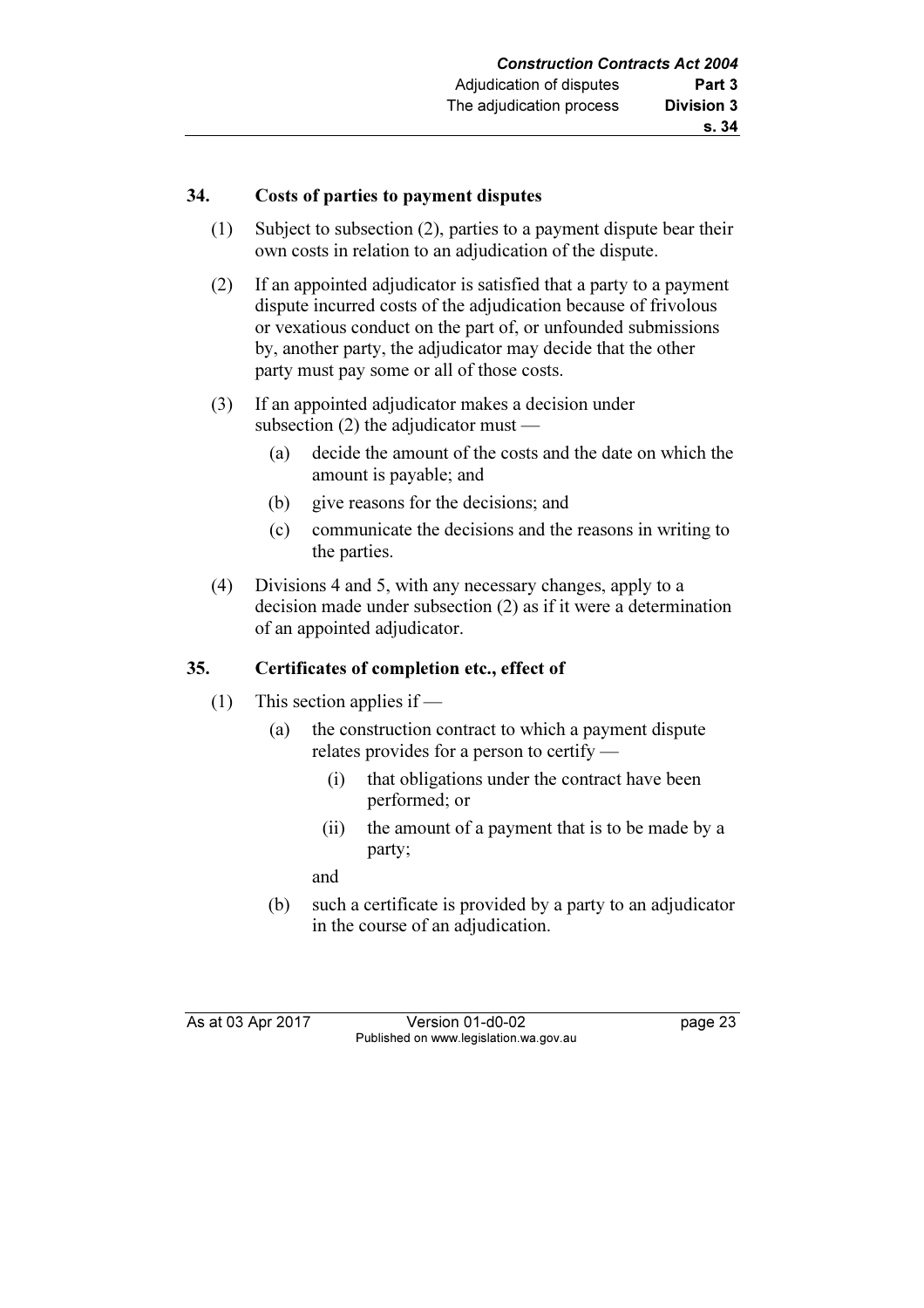## 34. Costs of parties to payment disputes

(1) Subject to subsection (2), parties to a payment dispute bear their own costs in relation to an adjudication of the dispute.

(2) If an appointed adjudicator is satisfied that a party to a payment dispute incurred costs of the adjudication because of frivolous or vexatious conduct on the part of, or unfounded submissions by, another party, the adjudicator may decide that the other party must pay some or all of those costs.

(3) If an appointed adjudicator makes a decision under subsection (2) the adjudicator must —

- (a) decide the amount of the costs and the date on which the amount is payable; and
- (b) give reasons for the decisions; and
- (c) communicate the decisions and the reasons in writing to the parties.

(4) Divisions 4 and 5, with any necessary changes, apply to a decision made under subsection (2) as if it were a determination of an appointed adjudicator.

## 35. Certificates of completion etc., effect of

(1) This section applies if —

- (a) the construction contract to which a payment dispute relates provides for a person to certify —
  - (i) that obligations under the contract have been performed; or
  - (ii) the amount of a payment that is to be made by a party;

  and
- (b) such a certificate is provided by a party to an adjudicator in the course of an adjudication.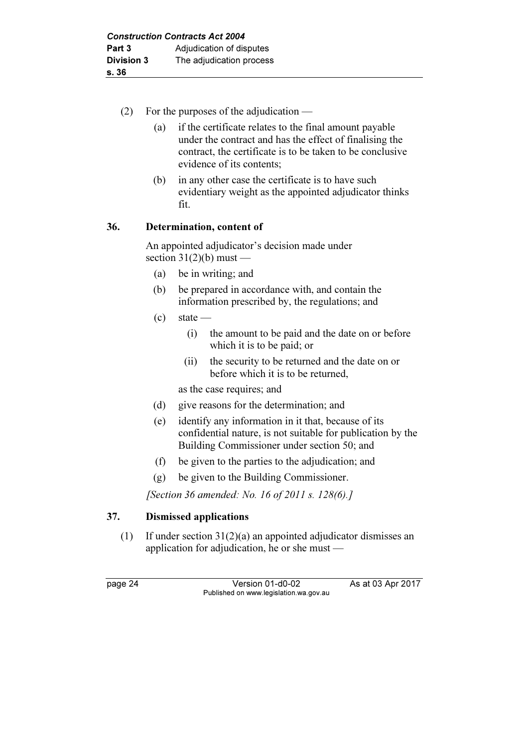(2) For the purposes of the adjudication —

(a) if the certificate relates to the final amount payable under the contract and has the effect of finalising the contract, the certificate is to be taken to be conclusive evidence of its contents;

(b) in any other case the certificate is to have such evidentiary weight as the appointed adjudicator thinks fit.

## 36. Determination, content of

An appointed adjudicator's decision made under section 31(2)(b) must —

(a) be in writing; and

(b) be prepared in accordance with, and contain the information prescribed by, the regulations; and

(c) state —

(i) the amount to be paid and the date on or before which it is to be paid; or

(ii) the security to be returned and the date on or before which it is to be returned,

as the case requires; and

(d) give reasons for the determination; and

(e) identify any information in it that, because of its confidential nature, is not suitable for publication by the Building Commissioner under section 50; and

(f) be given to the parties to the adjudication; and

(g) be given to the Building Commissioner.

*[Section 36 amended: No. 16 of 2011 s. 128(6).]*

## 37. Dismissed applications

(1) If under section 31(2)(a) an appointed adjudicator dismisses an application for adjudication, he or she must —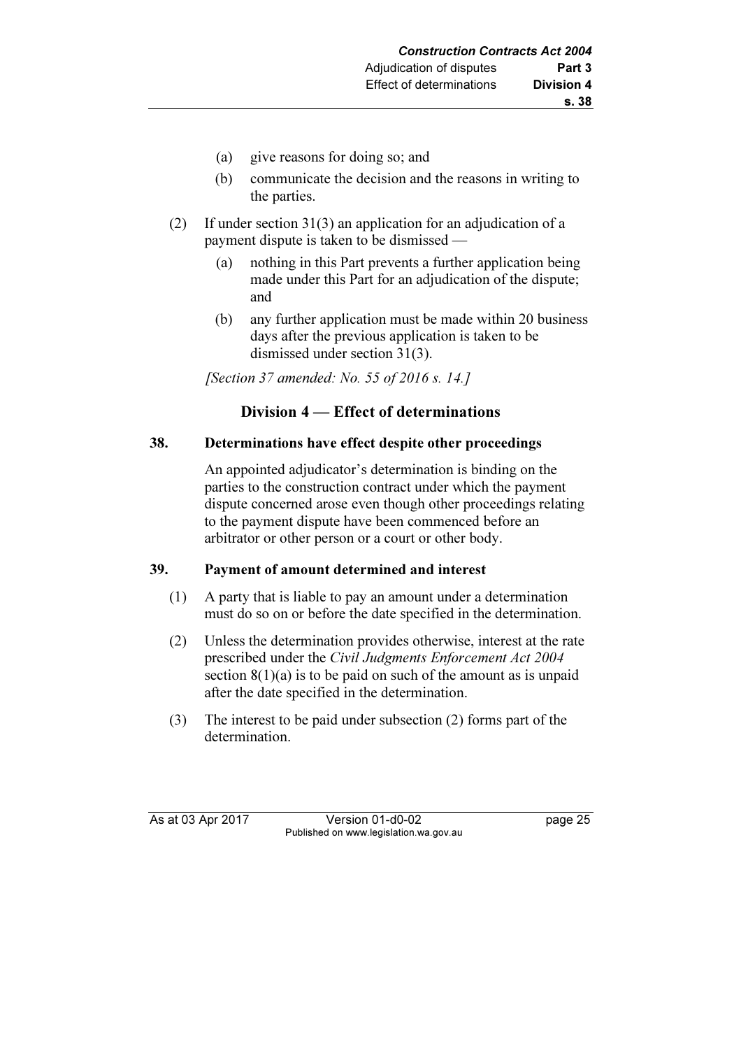(a) give reasons for doing so; and

(b) communicate the decision and the reasons in writing to the parties.

(2) If under section 31(3) an application for an adjudication of a payment dispute is taken to be dismissed —

(a) nothing in this Part prevents a further application being made under this Part for an adjudication of the dispute; and

(b) any further application must be made within 20 business days after the previous application is taken to be dismissed under section 31(3).

*[Section 37 amended: No. 55 of 2016 s. 14.]*

## Division 4 — Effect of determinations

### 38. Determinations have effect despite other proceedings

An appointed adjudicator's determination is binding on the parties to the construction contract under which the payment dispute concerned arose even though other proceedings relating to the payment dispute have been commenced before an arbitrator or other person or a court or other body.

### 39. Payment of amount determined and interest

(1) A party that is liable to pay an amount under a determination must do so on or before the date specified in the determination.

(2) Unless the determination provides otherwise, interest at the rate prescribed under the *Civil Judgments Enforcement Act 2004* section 8(1)(a) is to be paid on such of the amount as is unpaid after the date specified in the determination.

(3) The interest to be paid under subsection (2) forms part of the determination.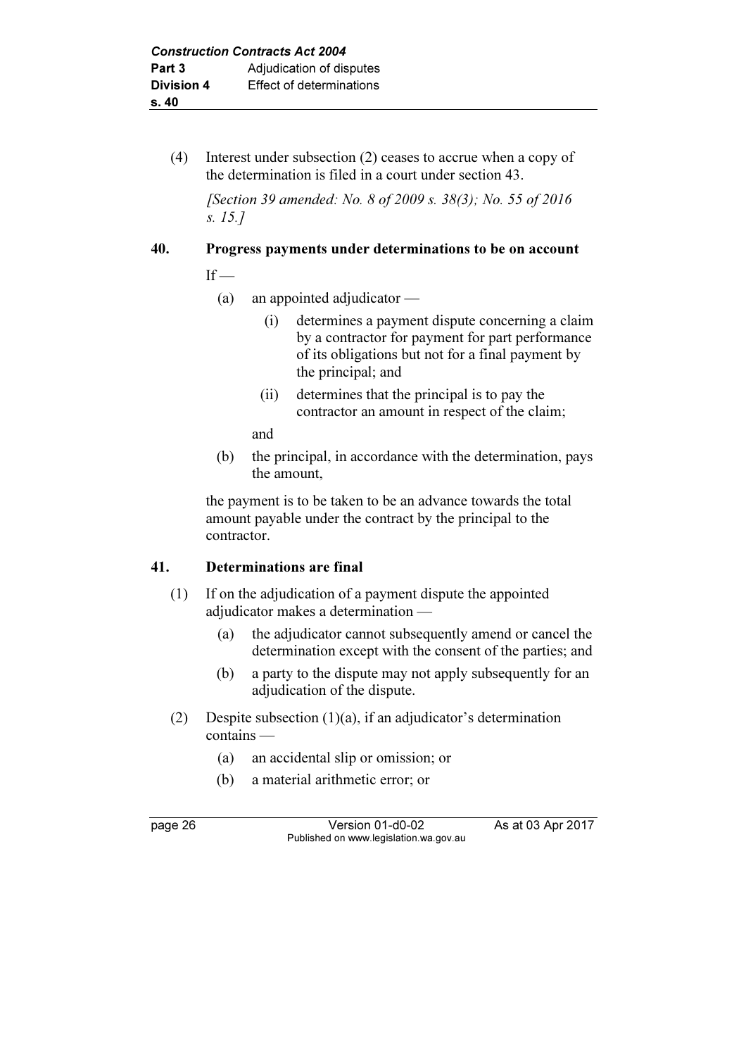(4) Interest under subsection (2) ceases to accrue when a copy of the determination is filed in a court under section 43.

*[Section 39 amended: No. 8 of 2009 s. 38(3); No. 55 of 2016 s. 15.]*

### 40. Progress payments under determinations to be on account

If —

- (a) an appointed adjudicator —
  - (i) determines a payment dispute concerning a claim by a contractor for payment for part performance of its obligations but not for a final payment by the principal; and
  - (ii) determines that the principal is to pay the contractor an amount in respect of the claim;

  and
- (b) the principal, in accordance with the determination, pays the amount,

the payment is to be taken to be an advance towards the total amount payable under the contract by the principal to the contractor.

### 41. Determinations are final

(1) If on the adjudication of a payment dispute the appointed adjudicator makes a determination —

- (a) the adjudicator cannot subsequently amend or cancel the determination except with the consent of the parties; and
- (b) a party to the dispute may not apply subsequently for an adjudication of the dispute.

(2) Despite subsection (1)(a), if an adjudicator's determination contains —

- (a) an accidental slip or omission; or
- (b) a material arithmetic error; or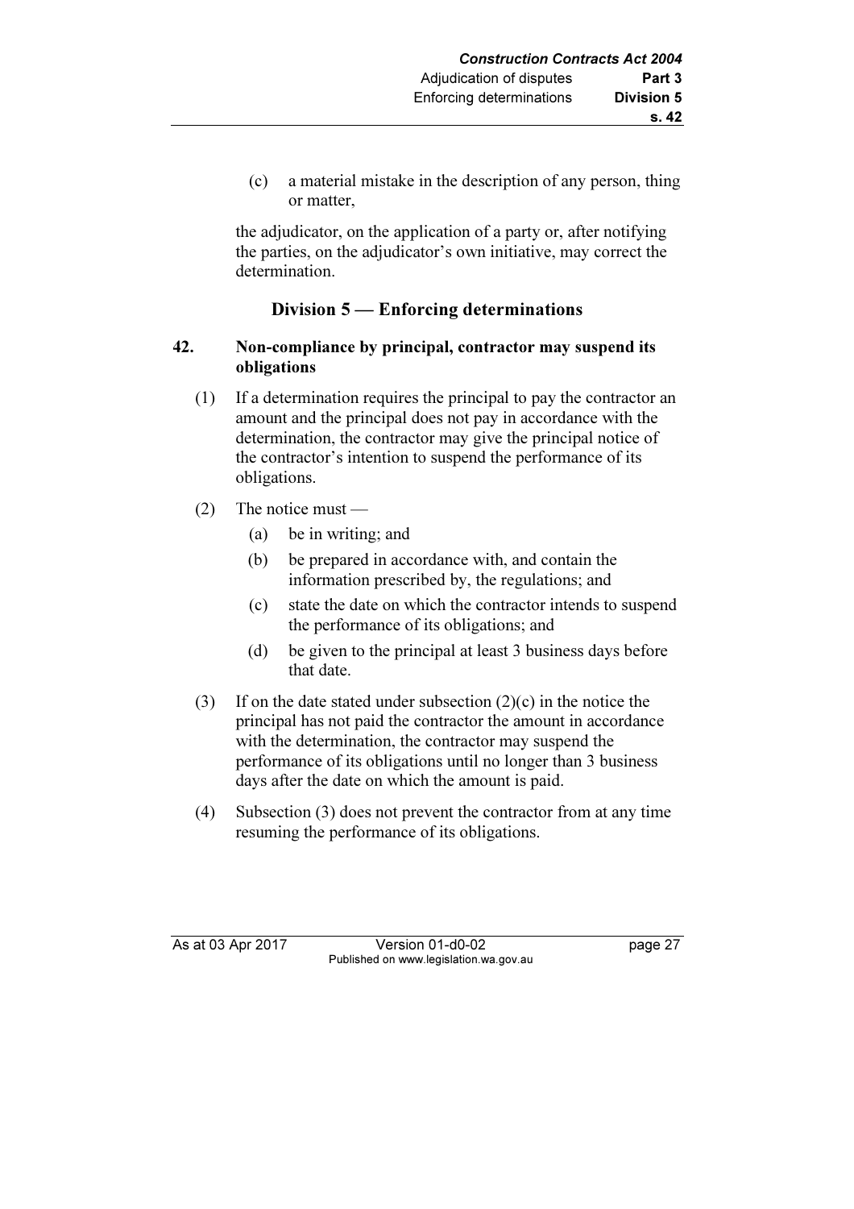(c) a material mistake in the description of any person, thing or matter,

the adjudicator, on the application of a party or, after notifying the parties, on the adjudicator's own initiative, may correct the determination.

## Division 5 — Enforcing determinations

### 42. Non-compliance by principal, contractor may suspend its obligations

(1) If a determination requires the principal to pay the contractor an amount and the principal does not pay in accordance with the determination, the contractor may give the principal notice of the contractor's intention to suspend the performance of its obligations.

(2) The notice must —

(a) be in writing; and

(b) be prepared in accordance with, and contain the information prescribed by, the regulations; and

(c) state the date on which the contractor intends to suspend the performance of its obligations; and

(d) be given to the principal at least 3 business days before that date.

(3) If on the date stated under subsection (2)(c) in the notice the principal has not paid the contractor the amount in accordance with the determination, the contractor may suspend the performance of its obligations until no longer than 3 business days after the date on which the amount is paid.

(4) Subsection (3) does not prevent the contractor from at any time resuming the performance of its obligations.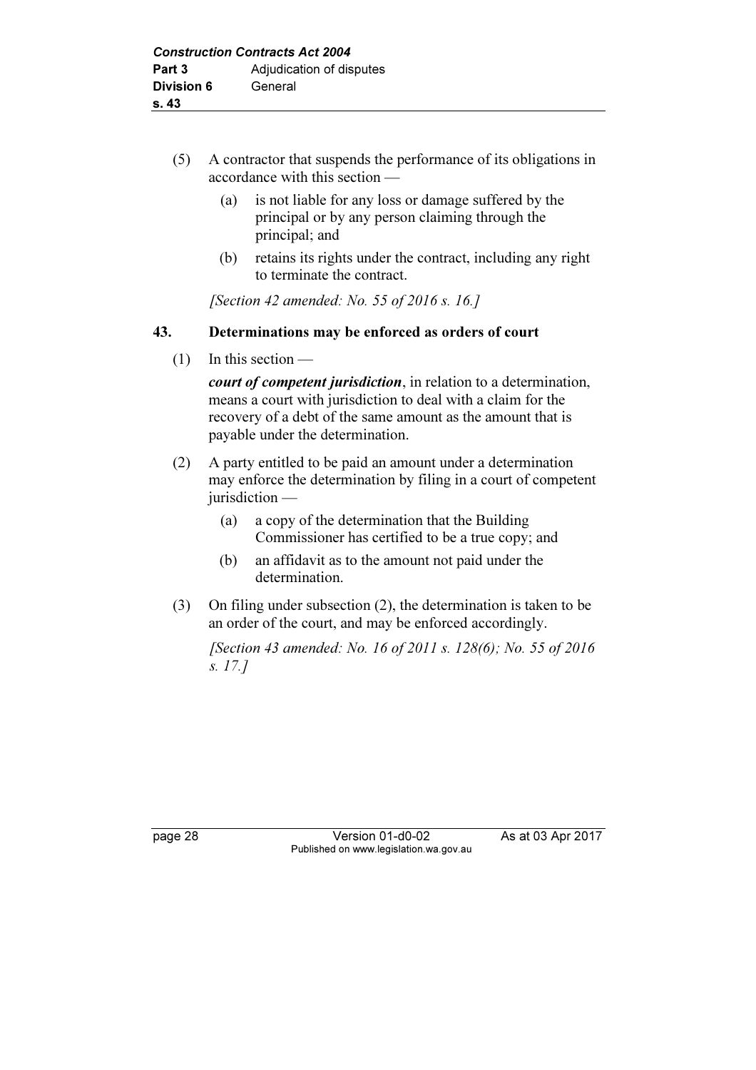(5) A contractor that suspends the performance of its obligations in accordance with this section —

  (a) is not liable for any loss or damage suffered by the principal or by any person claiming through the principal; and

  (b) retains its rights under the contract, including any right to terminate the contract.

*[Section 42 amended: No. 55 of 2016 s. 16.]*

### 43. Determinations may be enforced as orders of court

(1) In this section —

***court of competent jurisdiction***, in relation to a determination, means a court with jurisdiction to deal with a claim for the recovery of a debt of the same amount as the amount that is payable under the determination.

(2) A party entitled to be paid an amount under a determination may enforce the determination by filing in a court of competent jurisdiction —

  (a) a copy of the determination that the Building Commissioner has certified to be a true copy; and

  (b) an affidavit as to the amount not paid under the determination.

(3) On filing under subsection (2), the determination is taken to be an order of the court, and may be enforced accordingly.

*[Section 43 amended: No. 16 of 2011 s. 128(6); No. 55 of 2016 s. 17.]*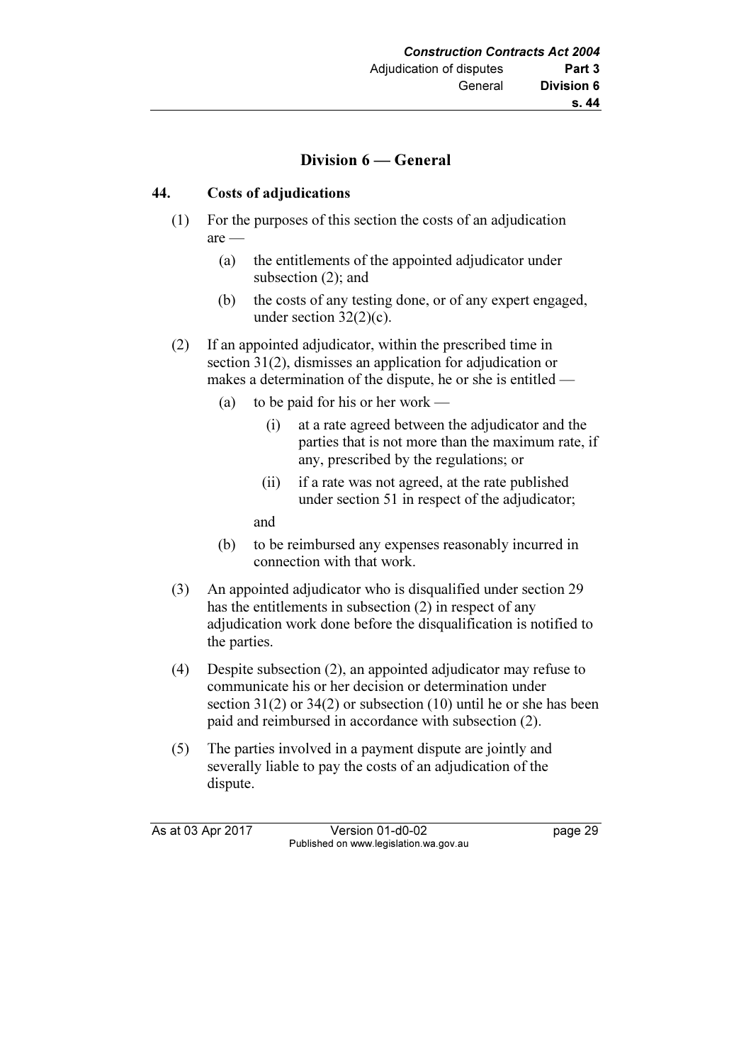## Division 6 — General

### 44. Costs of adjudications

(1) For the purposes of this section the costs of an adjudication are —

(a) the entitlements of the appointed adjudicator under subsection (2); and

(b) the costs of any testing done, or of any expert engaged, under section 32(2)(c).

(2) If an appointed adjudicator, within the prescribed time in section 31(2), dismisses an application for adjudication or makes a determination of the dispute, he or she is entitled —

(a) to be paid for his or her work —

(i) at a rate agreed between the adjudicator and the parties that is not more than the maximum rate, if any, prescribed by the regulations; or

(ii) if a rate was not agreed, at the rate published under section 51 in respect of the adjudicator;

and

(b) to be reimbursed any expenses reasonably incurred in connection with that work.

(3) An appointed adjudicator who is disqualified under section 29 has the entitlements in subsection (2) in respect of any adjudication work done before the disqualification is notified to the parties.

(4) Despite subsection (2), an appointed adjudicator may refuse to communicate his or her decision or determination under section 31(2) or 34(2) or subsection (10) until he or she has been paid and reimbursed in accordance with subsection (2).

(5) The parties involved in a payment dispute are jointly and severally liable to pay the costs of an adjudication of the dispute.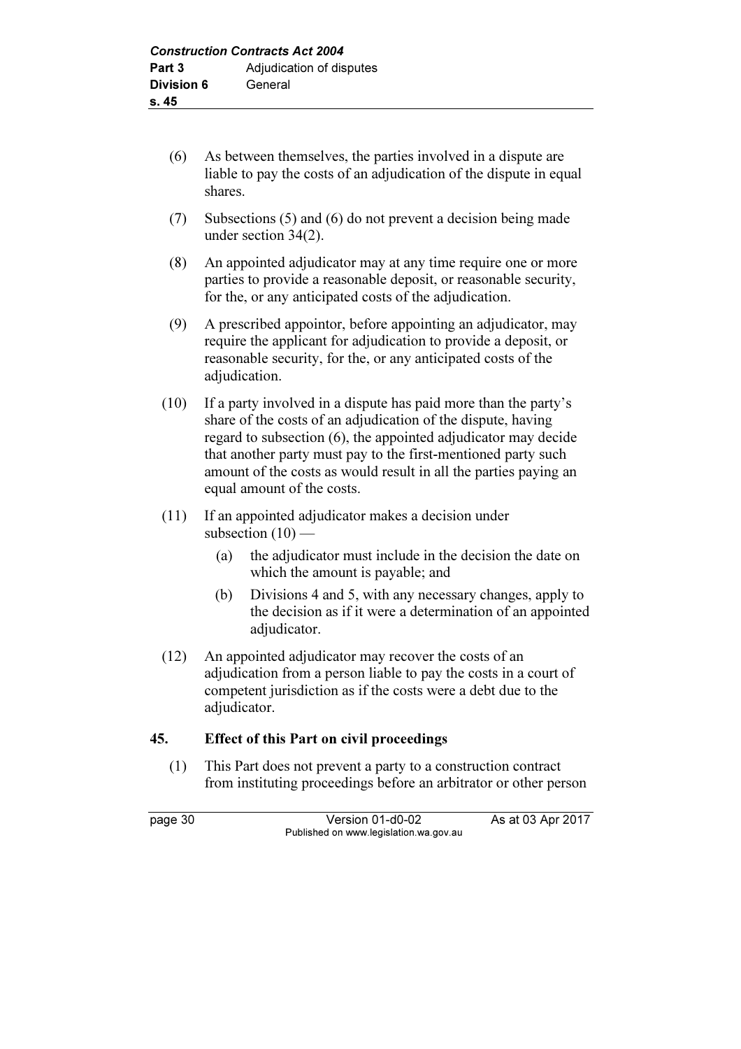(6) As between themselves, the parties involved in a dispute are liable to pay the costs of an adjudication of the dispute in equal shares.

(7) Subsections (5) and (6) do not prevent a decision being made under section 34(2).

(8) An appointed adjudicator may at any time require one or more parties to provide a reasonable deposit, or reasonable security, for the, or any anticipated costs of the adjudication.

(9) A prescribed appointor, before appointing an adjudicator, may require the applicant for adjudication to provide a deposit, or reasonable security, for the, or any anticipated costs of the adjudication.

(10) If a party involved in a dispute has paid more than the party's share of the costs of an adjudication of the dispute, having regard to subsection (6), the appointed adjudicator may decide that another party must pay to the first-mentioned party such amount of the costs as would result in all the parties paying an equal amount of the costs.

(11) If an appointed adjudicator makes a decision under subsection (10) —

 (a) the adjudicator must include in the decision the date on which the amount is payable; and

 (b) Divisions 4 and 5, with any necessary changes, apply to the decision as if it were a determination of an appointed adjudicator.

(12) An appointed adjudicator may recover the costs of an adjudication from a person liable to pay the costs in a court of competent jurisdiction as if the costs were a debt due to the adjudicator.

### 45. Effect of this Part on civil proceedings

(1) This Part does not prevent a party to a construction contract from instituting proceedings before an arbitrator or other person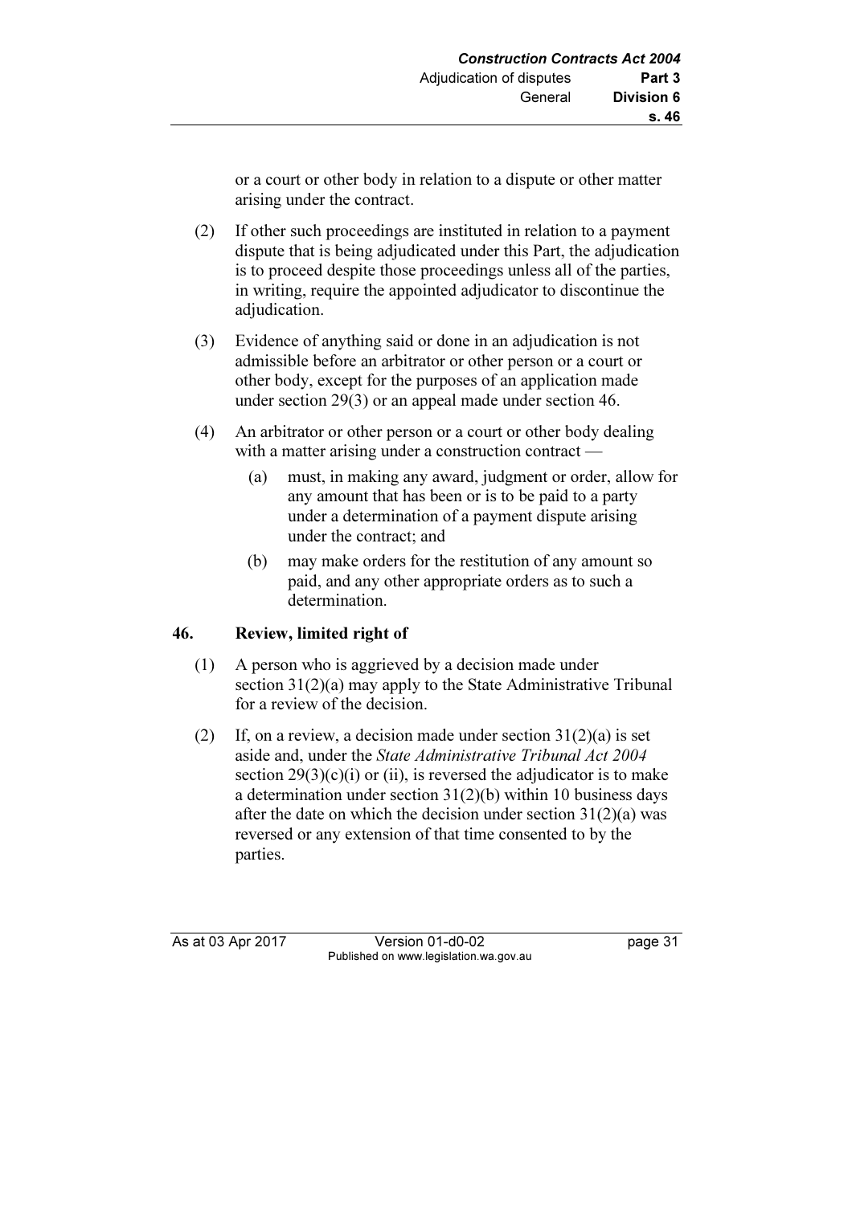or a court or other body in relation to a dispute or other matter arising under the contract.

(2) If other such proceedings are instituted in relation to a payment dispute that is being adjudicated under this Part, the adjudication is to proceed despite those proceedings unless all of the parties, in writing, require the appointed adjudicator to discontinue the adjudication.

(3) Evidence of anything said or done in an adjudication is not admissible before an arbitrator or other person or a court or other body, except for the purposes of an application made under section 29(3) or an appeal made under section 46.

(4) An arbitrator or other person or a court or other body dealing with a matter arising under a construction contract —

  (a) must, in making any award, judgment or order, allow for any amount that has been or is to be paid to a party under a determination of a payment dispute arising under the contract; and

  (b) may make orders for the restitution of any amount so paid, and any other appropriate orders as to such a determination.

## 46. Review, limited right of

(1) A person who is aggrieved by a decision made under section 31(2)(a) may apply to the State Administrative Tribunal for a review of the decision.

(2) If, on a review, a decision made under section 31(2)(a) is set aside and, under the *State Administrative Tribunal Act 2004* section 29(3)(c)(i) or (ii), is reversed the adjudicator is to make a determination under section 31(2)(b) within 10 business days after the date on which the decision under section 31(2)(a) was reversed or any extension of that time consented to by the parties.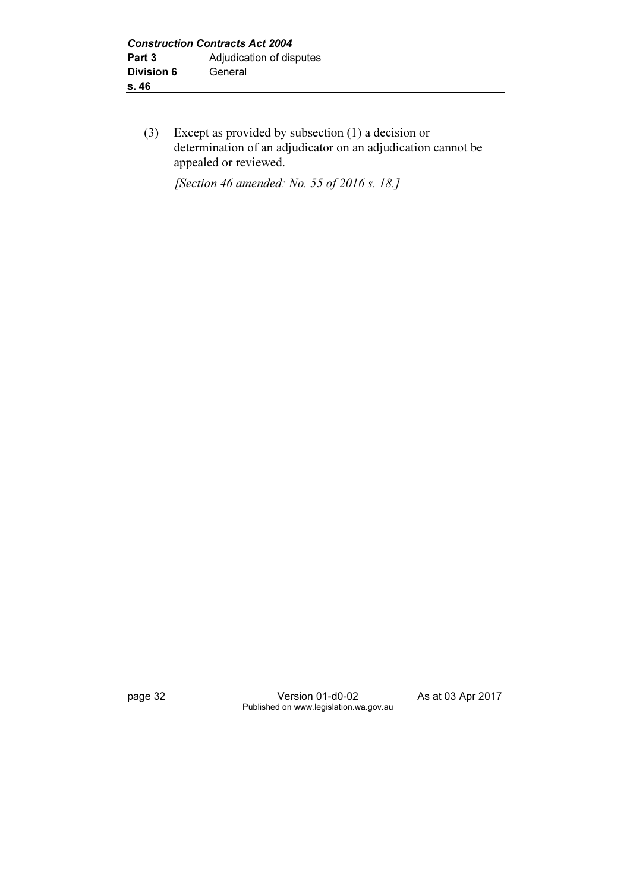(3) Except as provided by subsection (1) a decision or determination of an adjudicator on an adjudication cannot be appealed or reviewed.

*[Section 46 amended: No. 55 of 2016 s. 18.]*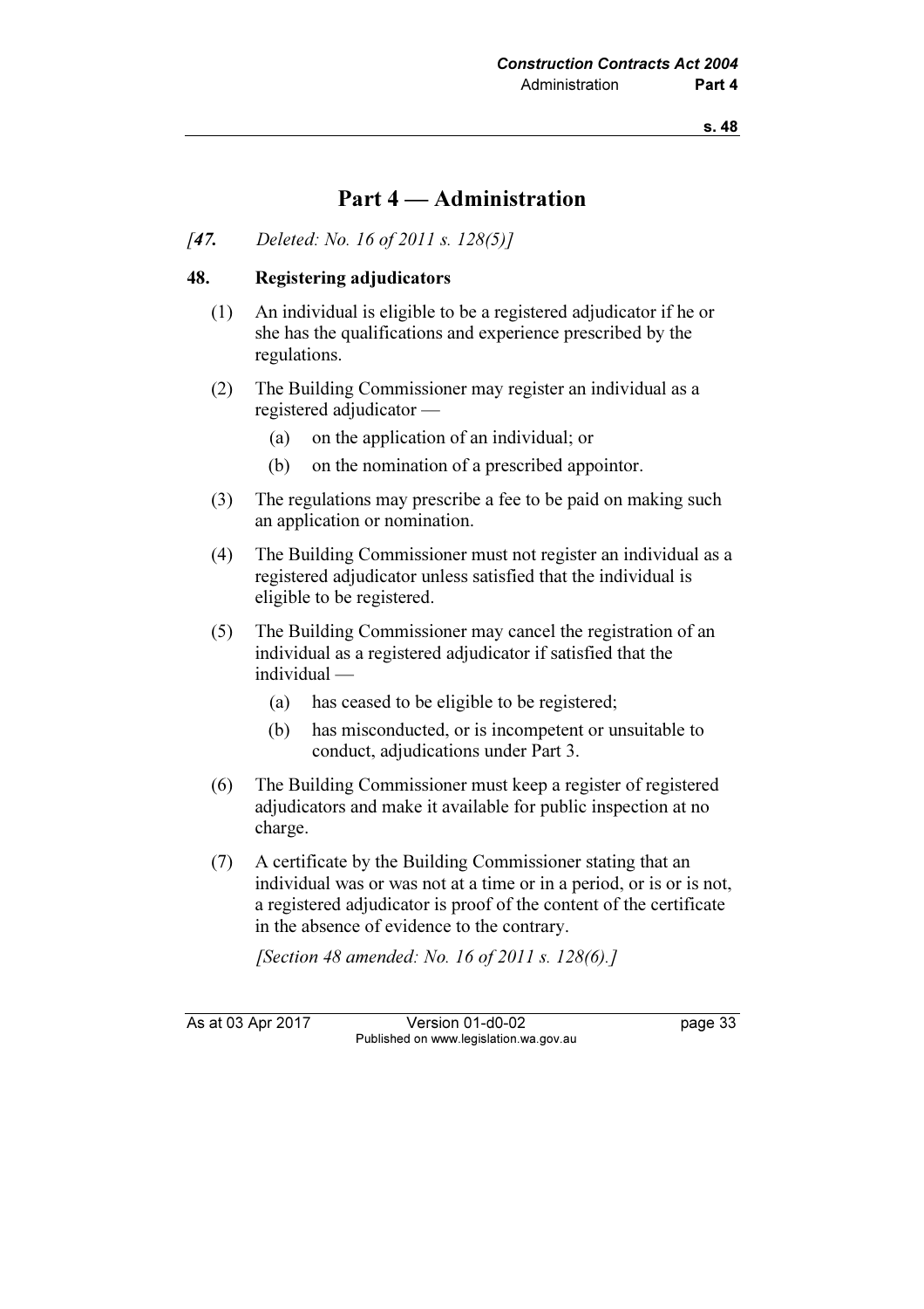# Part 4 — Administration

*[47. Deleted: No. 16 of 2011 s. 128(5)]*

## 48. Registering adjudicators

(1) An individual is eligible to be a registered adjudicator if he or she has the qualifications and experience prescribed by the regulations.

(2) The Building Commissioner may register an individual as a registered adjudicator —

(a) on the application of an individual; or

(b) on the nomination of a prescribed appointor.

(3) The regulations may prescribe a fee to be paid on making such an application or nomination.

(4) The Building Commissioner must not register an individual as a registered adjudicator unless satisfied that the individual is eligible to be registered.

(5) The Building Commissioner may cancel the registration of an individual as a registered adjudicator if satisfied that the individual —

(a) has ceased to be eligible to be registered;

(b) has misconducted, or is incompetent or unsuitable to conduct, adjudications under Part 3.

(6) The Building Commissioner must keep a register of registered adjudicators and make it available for public inspection at no charge.

(7) A certificate by the Building Commissioner stating that an individual was or was not at a time or in a period, or is or is not, a registered adjudicator is proof of the content of the certificate in the absence of evidence to the contrary.

*[Section 48 amended: No. 16 of 2011 s. 128(6).]*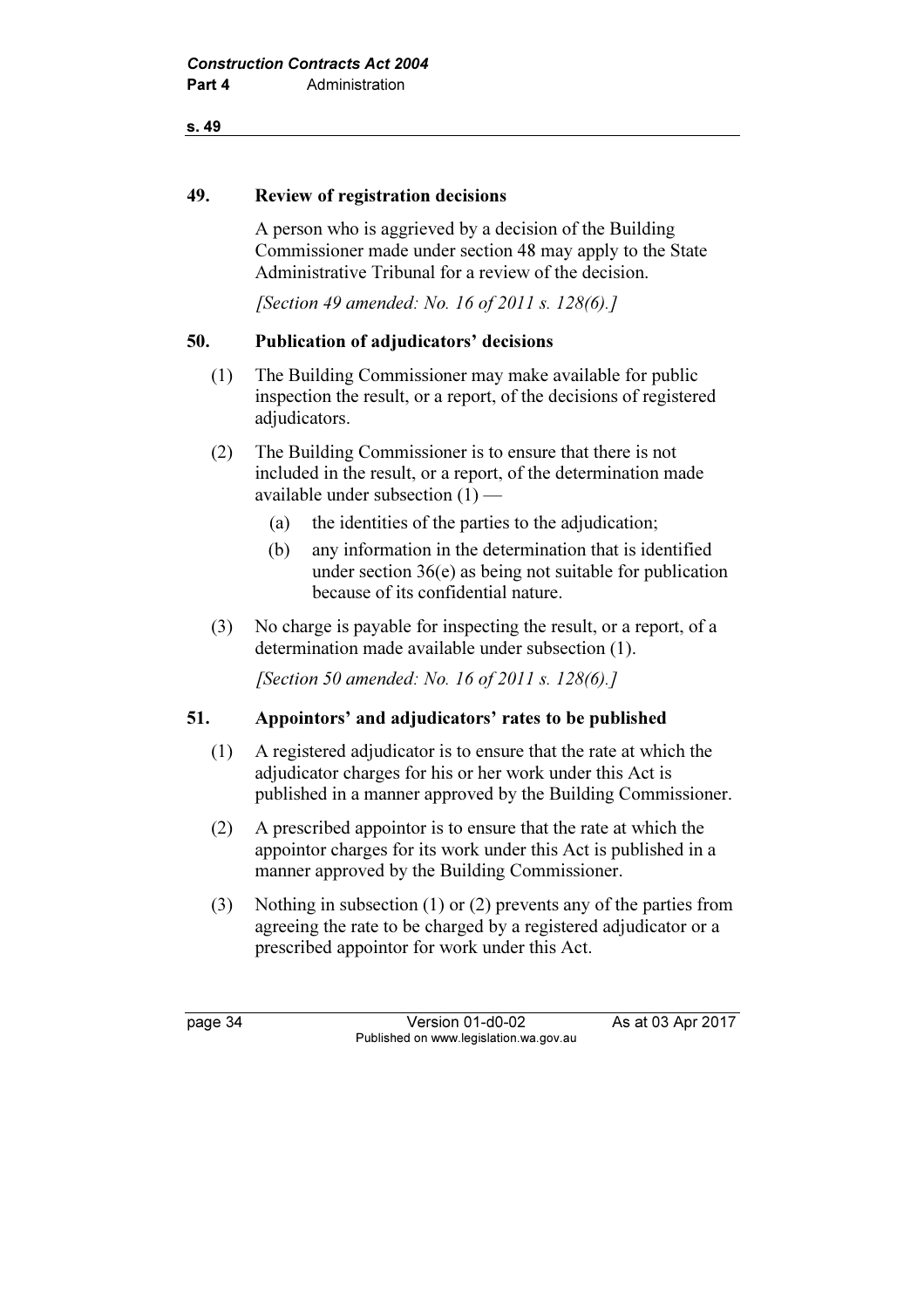## 49. Review of registration decisions

A person who is aggrieved by a decision of the Building Commissioner made under section 48 may apply to the State Administrative Tribunal for a review of the decision.

*[Section 49 amended: No. 16 of 2011 s. 128(6).]*

## 50. Publication of adjudicators' decisions

(1) The Building Commissioner may make available for public inspection the result, or a report, of the decisions of registered adjudicators.

(2) The Building Commissioner is to ensure that there is not included in the result, or a report, of the determination made available under subsection (1) —

(a) the identities of the parties to the adjudication;

(b) any information in the determination that is identified under section 36(e) as being not suitable for publication because of its confidential nature.

(3) No charge is payable for inspecting the result, or a report, of a determination made available under subsection (1).

*[Section 50 amended: No. 16 of 2011 s. 128(6).]*

## 51. Appointors' and adjudicators' rates to be published

(1) A registered adjudicator is to ensure that the rate at which the adjudicator charges for his or her work under this Act is published in a manner approved by the Building Commissioner.

(2) A prescribed appointor is to ensure that the rate at which the appointor charges for its work under this Act is published in a manner approved by the Building Commissioner.

(3) Nothing in subsection (1) or (2) prevents any of the parties from agreeing the rate to be charged by a registered adjudicator or a prescribed appointor for work under this Act.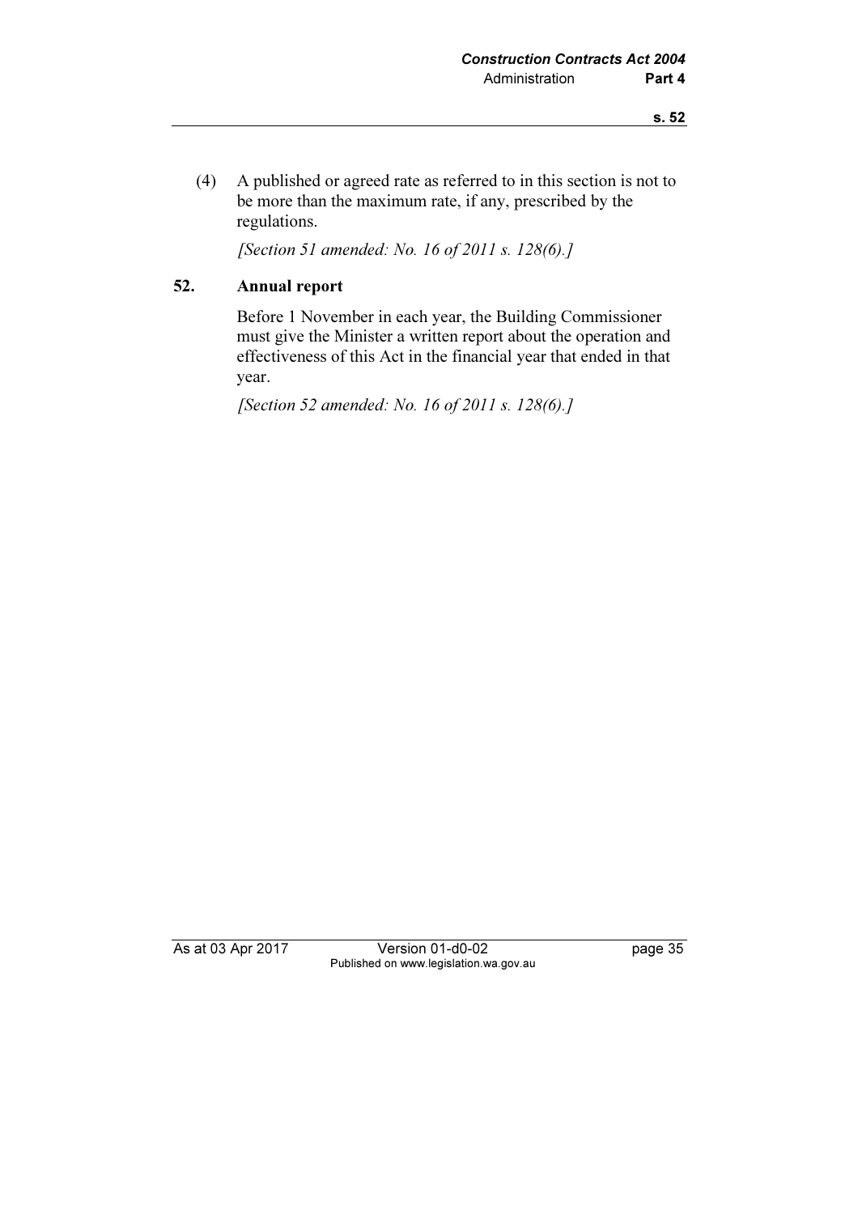(4) A published or agreed rate as referred to in this section is not to be more than the maximum rate, if any, prescribed by the regulations.

*[Section 51 amended: No. 16 of 2011 s. 128(6).]*

### 52. Annual report

Before 1 November in each year, the Building Commissioner must give the Minister a written report about the operation and effectiveness of this Act in the financial year that ended in that year.

*[Section 52 amended: No. 16 of 2011 s. 128(6).]*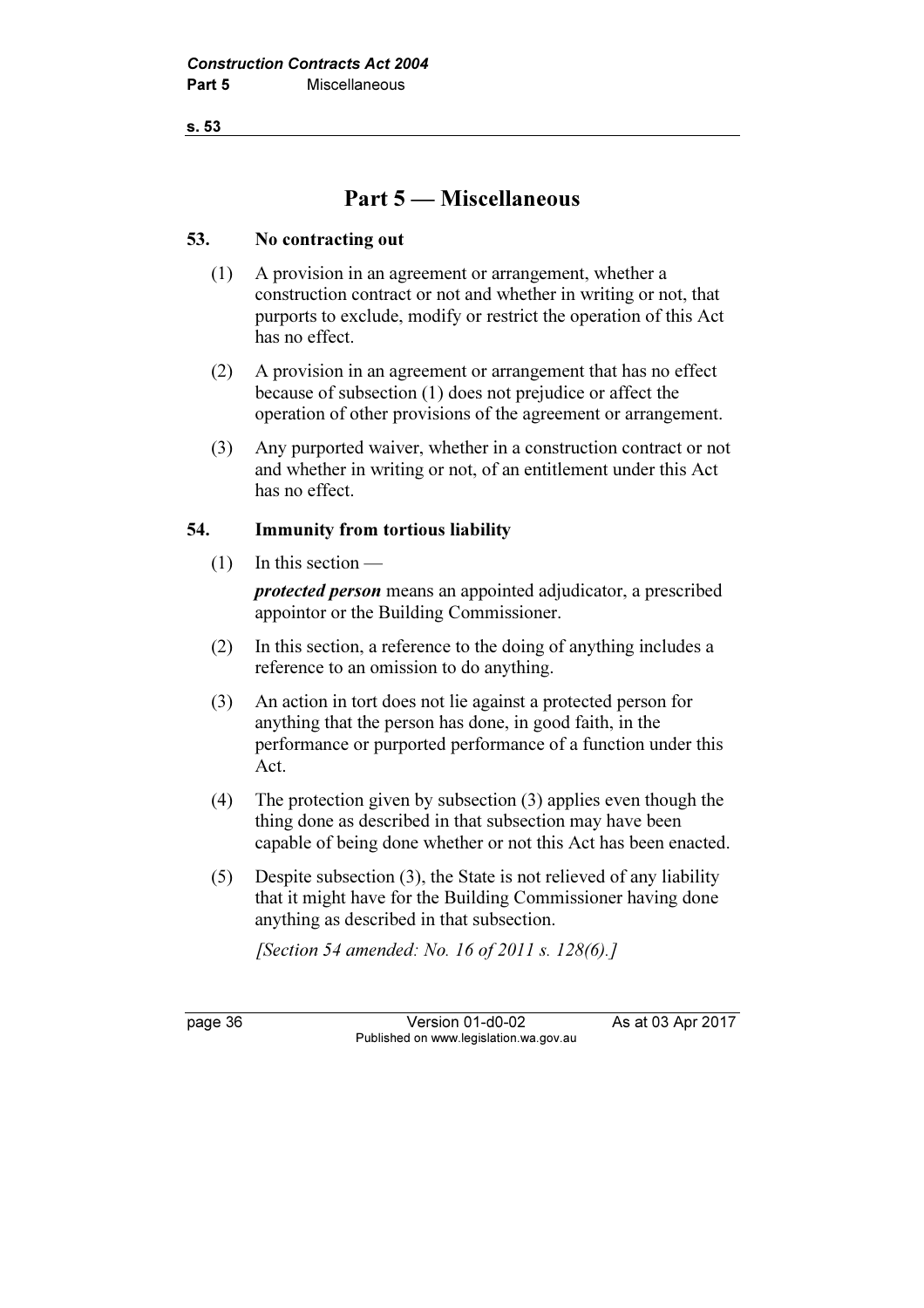# Part 5 — Miscellaneous

## 53. No contracting out

(1) A provision in an agreement or arrangement, whether a construction contract or not and whether in writing or not, that purports to exclude, modify or restrict the operation of this Act has no effect.

(2) A provision in an agreement or arrangement that has no effect because of subsection (1) does not prejudice or affect the operation of other provisions of the agreement or arrangement.

(3) Any purported waiver, whether in a construction contract or not and whether in writing or not, of an entitlement under this Act has no effect.

## 54. Immunity from tortious liability

(1) In this section —

***protected person*** means an appointed adjudicator, a prescribed appointor or the Building Commissioner.

(2) In this section, a reference to the doing of anything includes a reference to an omission to do anything.

(3) An action in tort does not lie against a protected person for anything that the person has done, in good faith, in the performance or purported performance of a function under this Act.

(4) The protection given by subsection (3) applies even though the thing done as described in that subsection may have been capable of being done whether or not this Act has been enacted.

(5) Despite subsection (3), the State is not relieved of any liability that it might have for the Building Commissioner having done anything as described in that subsection.

*[Section 54 amended: No. 16 of 2011 s. 128(6).]*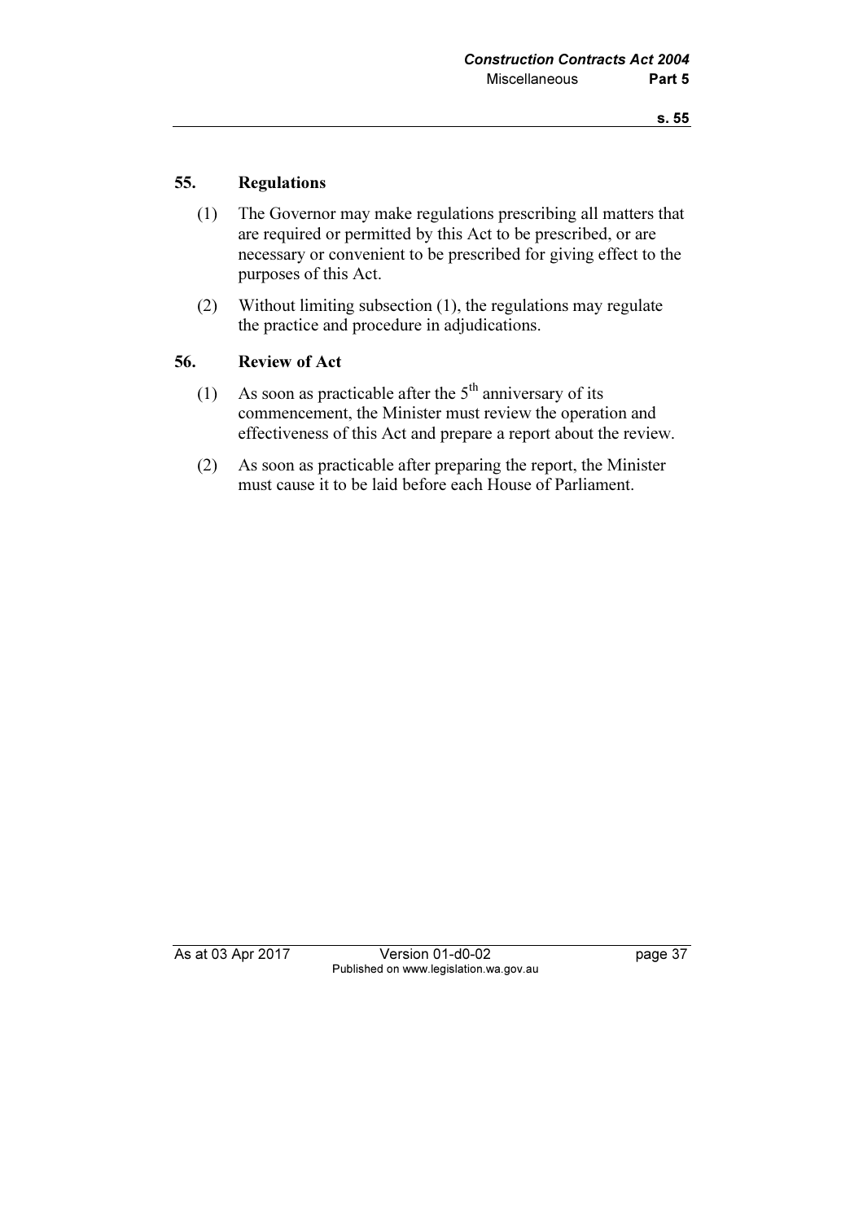## 55. Regulations

(1) The Governor may make regulations prescribing all matters that are required or permitted by this Act to be prescribed, or are necessary or convenient to be prescribed for giving effect to the purposes of this Act.

(2) Without limiting subsection (1), the regulations may regulate the practice and procedure in adjudications.

## 56. Review of Act

(1) As soon as practicable after the 5th anniversary of its commencement, the Minister must review the operation and effectiveness of this Act and prepare a report about the review.

(2) As soon as practicable after preparing the report, the Minister must cause it to be laid before each House of Parliament.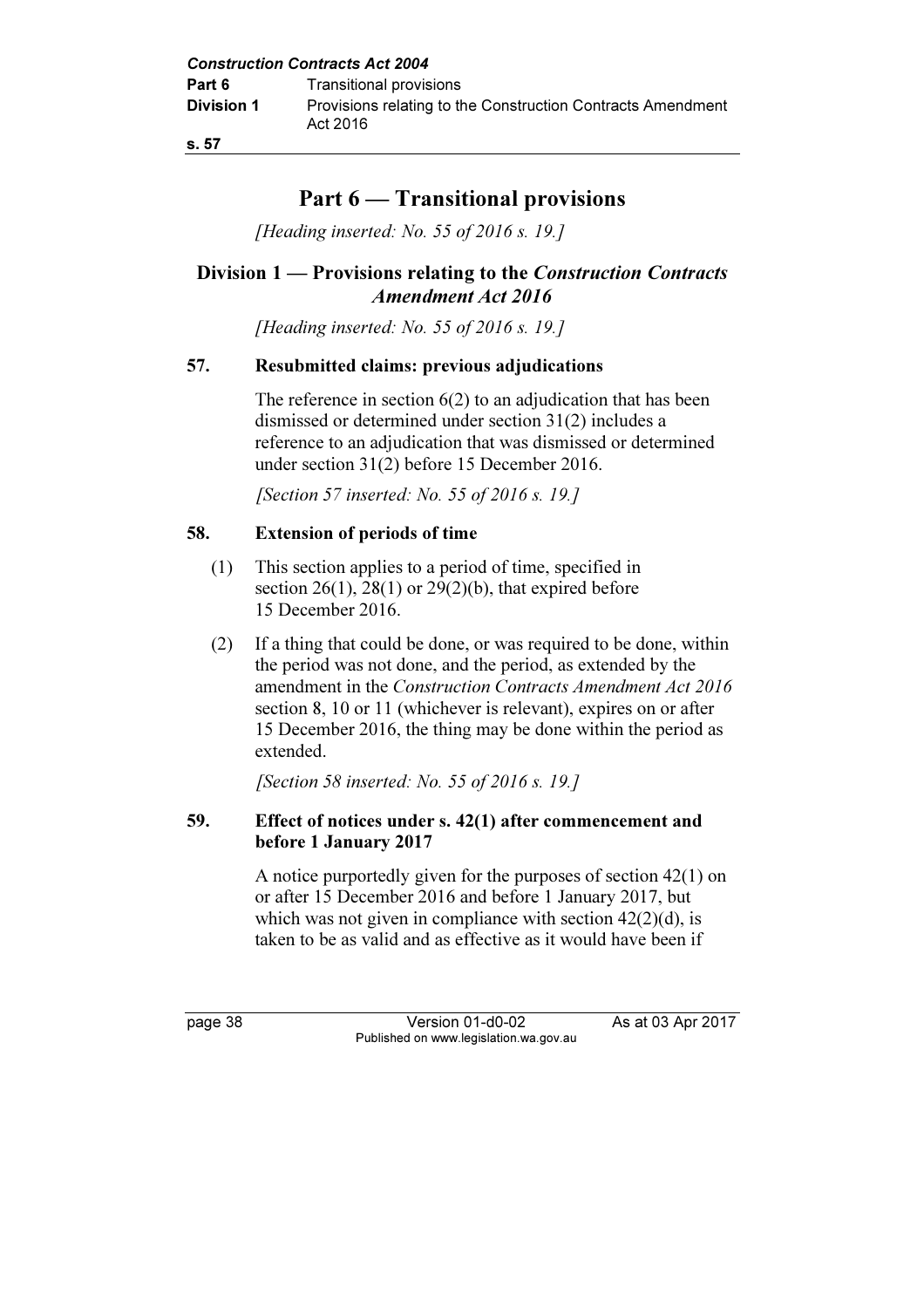# Part 6 — Transitional provisions

*[Heading inserted: No. 55 of 2016 s. 19.]*

## Division 1 — Provisions relating to the *Construction Contracts Amendment Act 2016*

*[Heading inserted: No. 55 of 2016 s. 19.]*

### 57. Resubmitted claims: previous adjudications

The reference in section 6(2) to an adjudication that has been dismissed or determined under section 31(2) includes a reference to an adjudication that was dismissed or determined under section 31(2) before 15 December 2016.

*[Section 57 inserted: No. 55 of 2016 s. 19.]*

### 58. Extension of periods of time

(1) This section applies to a period of time, specified in section 26(1), 28(1) or 29(2)(b), that expired before 15 December 2016.

(2) If a thing that could be done, or was required to be done, within the period was not done, and the period, as extended by the amendment in the *Construction Contracts Amendment Act 2016* section 8, 10 or 11 (whichever is relevant), expires on or after 15 December 2016, the thing may be done within the period as extended.

*[Section 58 inserted: No. 55 of 2016 s. 19.]*

### 59. Effect of notices under s. 42(1) after commencement and before 1 January 2017

A notice purportedly given for the purposes of section 42(1) on or after 15 December 2016 and before 1 January 2017, but which was not given in compliance with section 42(2)(d), is taken to be as valid and as effective as it would have been if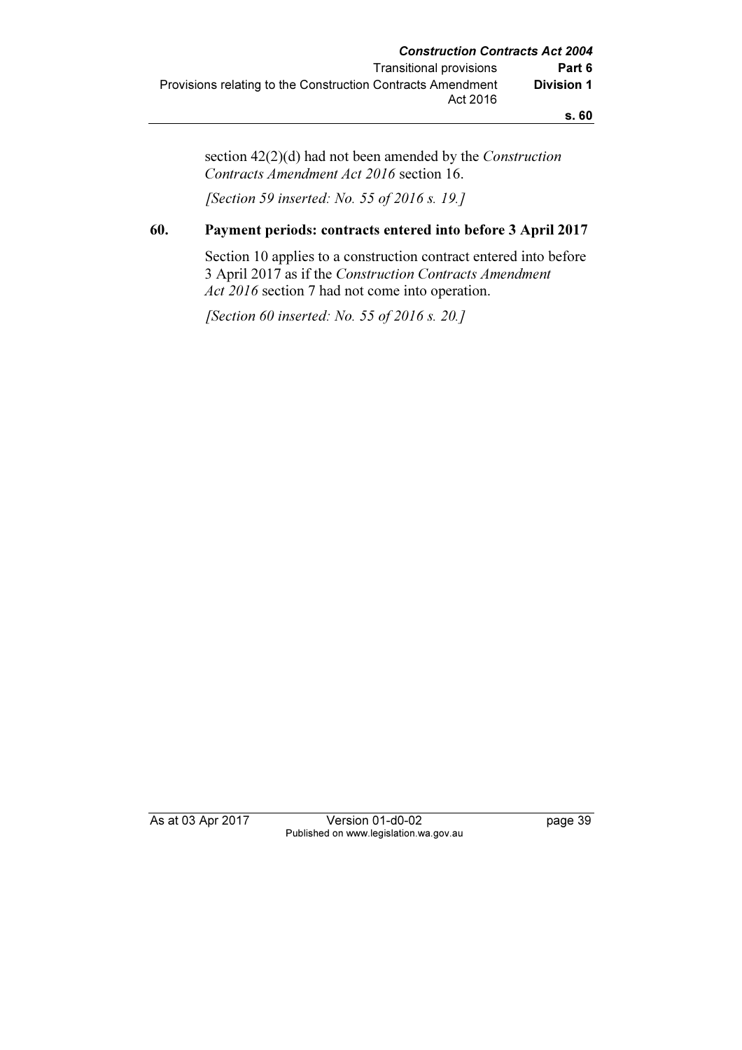section 42(2)(d) had not been amended by the *Construction Contracts Amendment Act 2016* section 16.

*[Section 59 inserted: No. 55 of 2016 s. 19.]*

### 60. Payment periods: contracts entered into before 3 April 2017

Section 10 applies to a construction contract entered into before 3 April 2017 as if the *Construction Contracts Amendment Act 2016* section 7 had not come into operation.

*[Section 60 inserted: No. 55 of 2016 s. 20.]*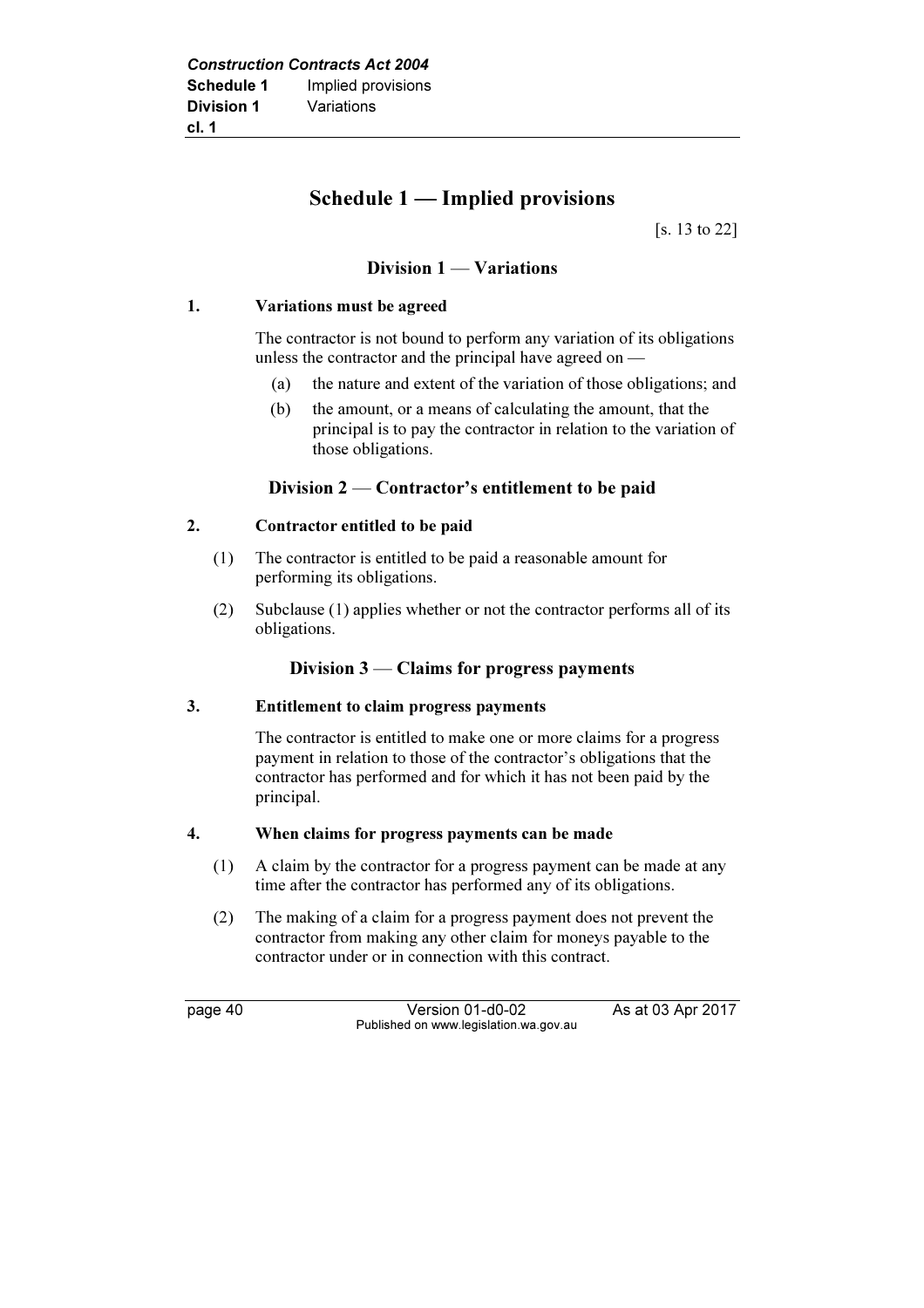# Schedule 1 — Implied provisions

[s. 13 to 22]

## Division 1 — Variations

### 1. Variations must be agreed

The contractor is not bound to perform any variation of its obligations unless the contractor and the principal have agreed on —

(a) the nature and extent of the variation of those obligations; and

(b) the amount, or a means of calculating the amount, that the principal is to pay the contractor in relation to the variation of those obligations.

## Division 2 — Contractor's entitlement to be paid

### 2. Contractor entitled to be paid

(1) The contractor is entitled to be paid a reasonable amount for performing its obligations.

(2) Subclause (1) applies whether or not the contractor performs all of its obligations.

## Division 3 — Claims for progress payments

### 3. Entitlement to claim progress payments

The contractor is entitled to make one or more claims for a progress payment in relation to those of the contractor's obligations that the contractor has performed and for which it has not been paid by the principal.

### 4. When claims for progress payments can be made

(1) A claim by the contractor for a progress payment can be made at any time after the contractor has performed any of its obligations.

(2) The making of a claim for a progress payment does not prevent the contractor from making any other claim for moneys payable to the contractor under or in connection with this contract.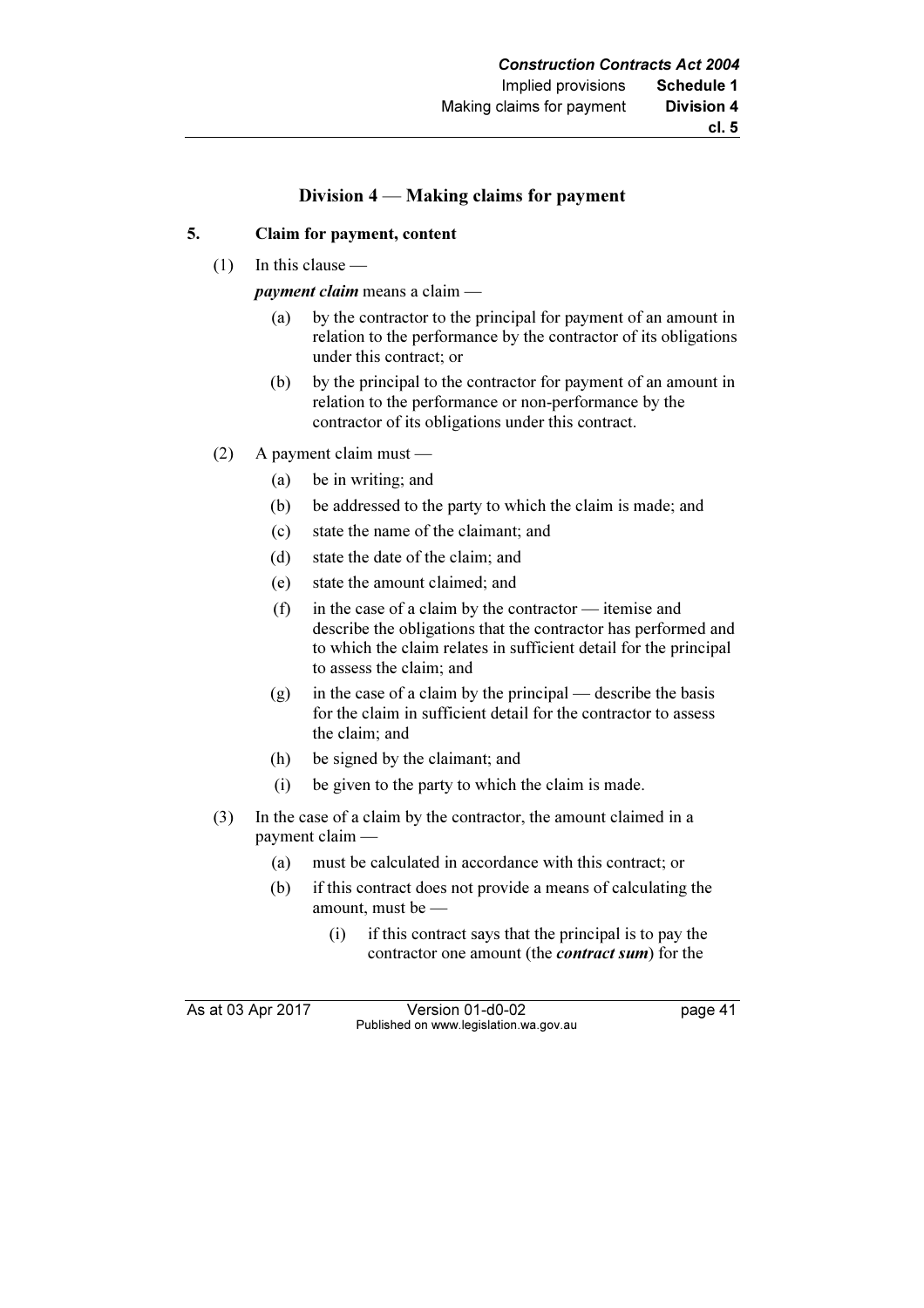## Division 4 — Making claims for payment

### 5. Claim for payment, content

(1) In this clause —

***payment claim*** means a claim —

- (a) by the contractor to the principal for payment of an amount in relation to the performance by the contractor of its obligations under this contract; or
- (b) by the principal to the contractor for payment of an amount in relation to the performance or non-performance by the contractor of its obligations under this contract.

(2) A payment claim must —

- (a) be in writing; and
- (b) be addressed to the party to which the claim is made; and
- (c) state the name of the claimant; and
- (d) state the date of the claim; and
- (e) state the amount claimed; and
- (f) in the case of a claim by the contractor — itemise and describe the obligations that the contractor has performed and to which the claim relates in sufficient detail for the principal to assess the claim; and
- (g) in the case of a claim by the principal — describe the basis for the claim in sufficient detail for the contractor to assess the claim; and
- (h) be signed by the claimant; and
- (i) be given to the party to which the claim is made.

(3) In the case of a claim by the contractor, the amount claimed in a payment claim —

- (a) must be calculated in accordance with this contract; or
- (b) if this contract does not provide a means of calculating the amount, must be —
  - (i) if this contract says that the principal is to pay the contractor one amount (the ***contract sum***) for the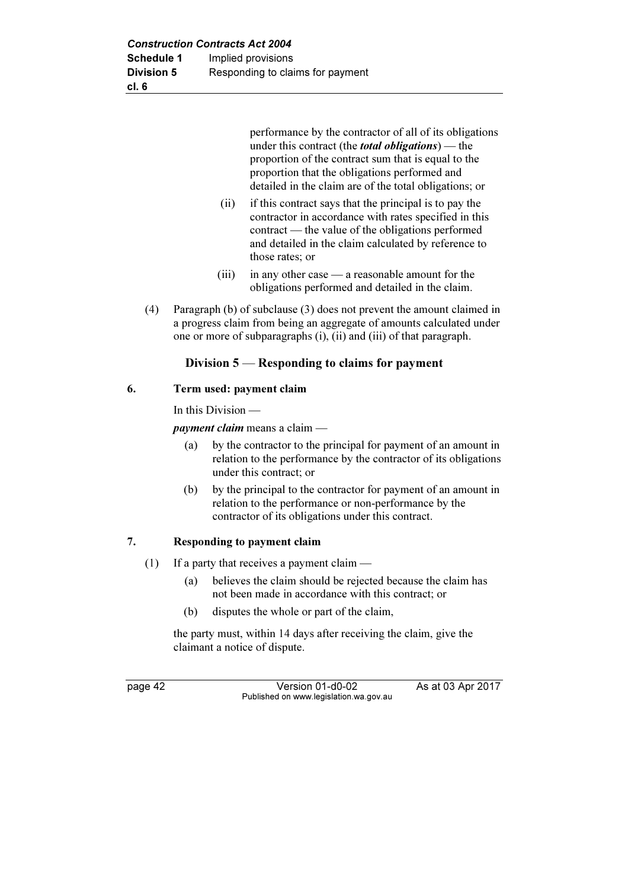performance by the contractor of all of its obligations under this contract (the ***total obligations***) — the proportion of the contract sum that is equal to the proportion that the obligations performed and detailed in the claim are of the total obligations; or

(ii) if this contract says that the principal is to pay the contractor in accordance with rates specified in this contract — the value of the obligations performed and detailed in the claim calculated by reference to those rates; or

(iii) in any other case — a reasonable amount for the obligations performed and detailed in the claim.

(4) Paragraph (b) of subclause (3) does not prevent the amount claimed in a progress claim from being an aggregate of amounts calculated under one or more of subparagraphs (i), (ii) and (iii) of that paragraph.

## Division 5 — Responding to claims for payment

### 6. Term used: payment claim

In this Division —

***payment claim*** means a claim —

(a) by the contractor to the principal for payment of an amount in relation to the performance by the contractor of its obligations under this contract; or

(b) by the principal to the contractor for payment of an amount in relation to the performance or non-performance by the contractor of its obligations under this contract.

### 7. Responding to payment claim

(1) If a party that receives a payment claim —

(a) believes the claim should be rejected because the claim has not been made in accordance with this contract; or

(b) disputes the whole or part of the claim,

the party must, within 14 days after receiving the claim, give the claimant a notice of dispute.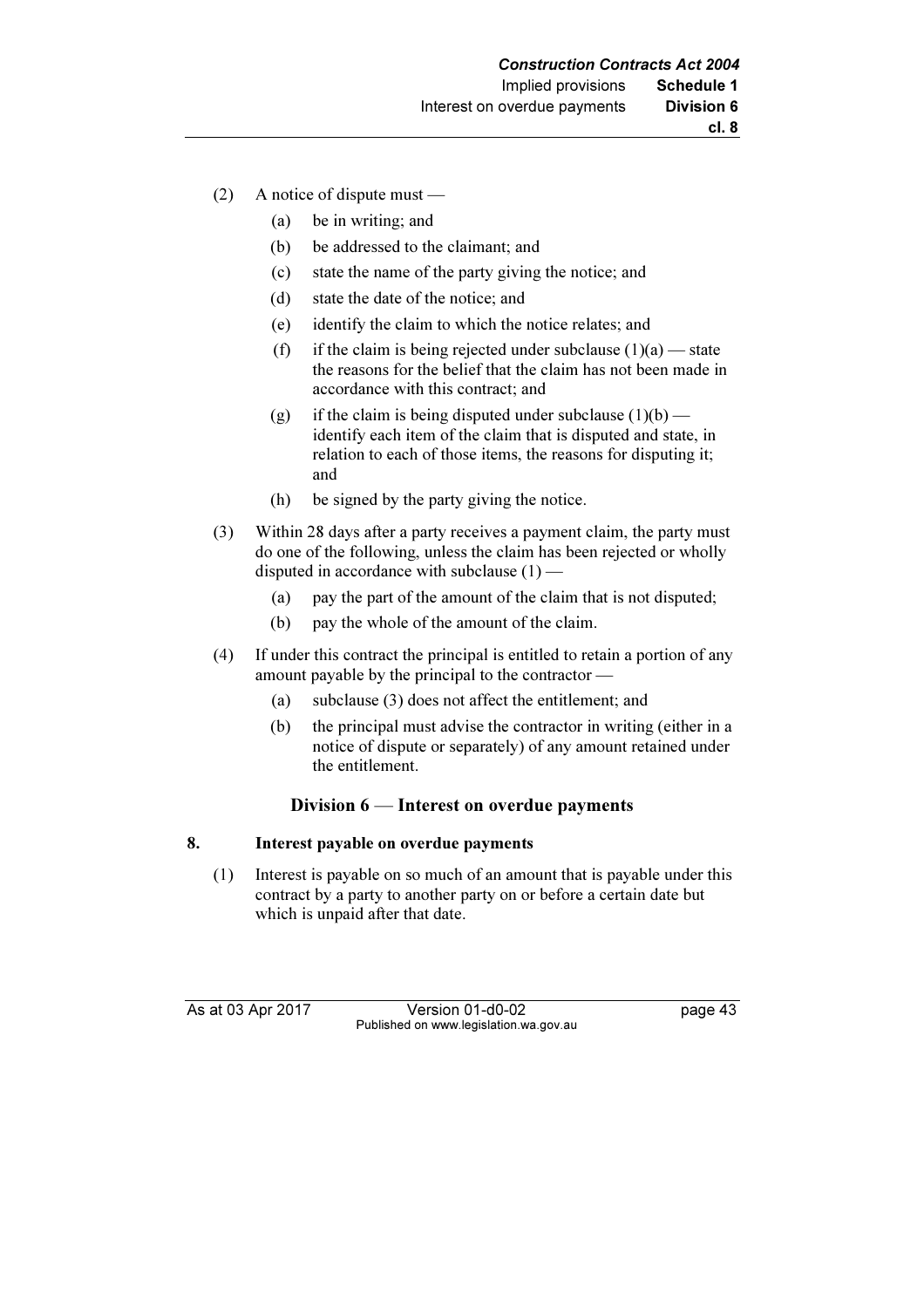(2) A notice of dispute must —

  (a) be in writing; and

  (b) be addressed to the claimant; and

  (c) state the name of the party giving the notice; and

  (d) state the date of the notice; and

  (e) identify the claim to which the notice relates; and

  (f) if the claim is being rejected under subclause (1)(a) — state the reasons for the belief that the claim has not been made in accordance with this contract; and

  (g) if the claim is being disputed under subclause (1)(b) — identify each item of the claim that is disputed and state, in relation to each of those items, the reasons for disputing it; and

  (h) be signed by the party giving the notice.

(3) Within 28 days after a party receives a payment claim, the party must do one of the following, unless the claim has been rejected or wholly disputed in accordance with subclause (1) —

  (a) pay the part of the amount of the claim that is not disputed;

  (b) pay the whole of the amount of the claim.

(4) If under this contract the principal is entitled to retain a portion of any amount payable by the principal to the contractor —

  (a) subclause (3) does not affect the entitlement; and

  (b) the principal must advise the contractor in writing (either in a notice of dispute or separately) of any amount retained under the entitlement.

## Division 6 — Interest on overdue payments

### 8. Interest payable on overdue payments

(1) Interest is payable on so much of an amount that is payable under this contract by a party to another party on or before a certain date but which is unpaid after that date.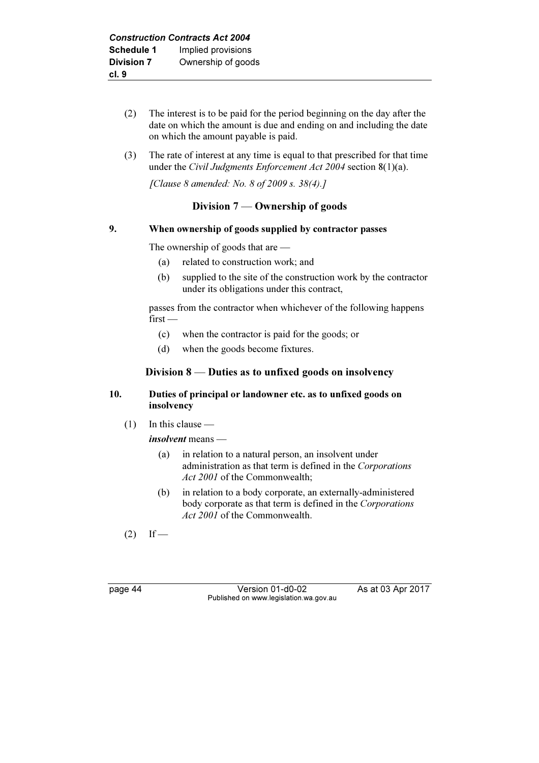(2) The interest is to be paid for the period beginning on the day after the date on which the amount is due and ending on and including the date on which the amount payable is paid.

(3) The rate of interest at any time is equal to that prescribed for that time under the *Civil Judgments Enforcement Act 2004* section 8(1)(a).

*[Clause 8 amended: No. 8 of 2009 s. 38(4).]*

## Division 7 — Ownership of goods

**9. When ownership of goods supplied by contractor passes**

The ownership of goods that are —

(a) related to construction work; and

(b) supplied to the site of the construction work by the contractor under its obligations under this contract,

passes from the contractor when whichever of the following happens first —

(c) when the contractor is paid for the goods; or

(d) when the goods become fixtures.

## Division 8 — Duties as to unfixed goods on insolvency

**10. Duties of principal or landowner etc. as to unfixed goods on insolvency**

(1) In this clause —

***insolvent*** means —

(a) in relation to a natural person, an insolvent under administration as that term is defined in the *Corporations Act 2001* of the Commonwealth;

(b) in relation to a body corporate, an externally-administered body corporate as that term is defined in the *Corporations Act 2001* of the Commonwealth.

(2) If —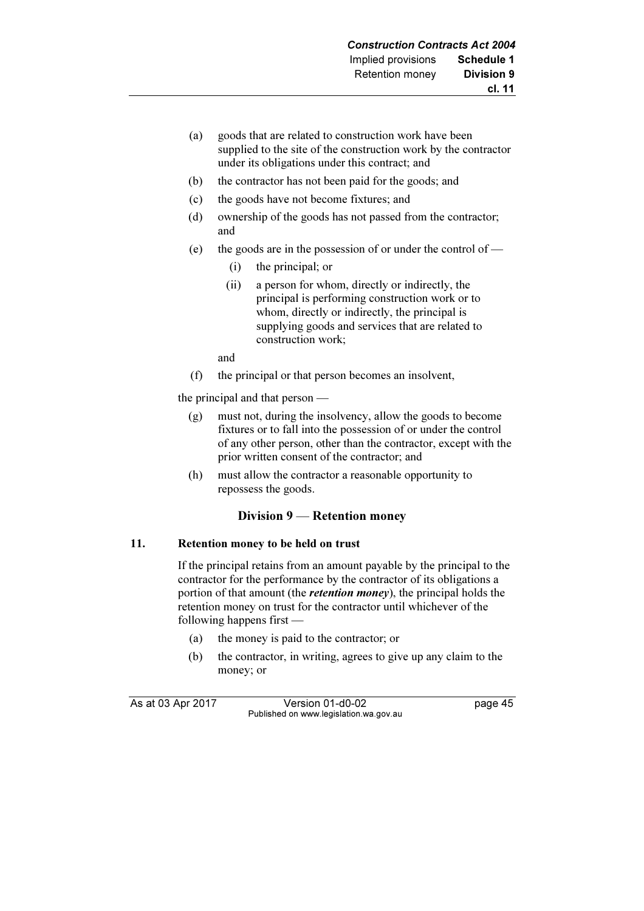(a) goods that are related to construction work have been supplied to the site of the construction work by the contractor under its obligations under this contract; and

(b) the contractor has not been paid for the goods; and

(c) the goods have not become fixtures; and

(d) ownership of the goods has not passed from the contractor; and

(e) the goods are in the possession of or under the control of —

 (i) the principal; or

 (ii) a person for whom, directly or indirectly, the principal is performing construction work or to whom, directly or indirectly, the principal is supplying goods and services that are related to construction work;

 and

(f) the principal or that person becomes an insolvent,

the principal and that person —

(g) must not, during the insolvency, allow the goods to become fixtures or to fall into the possession of or under the control of any other person, other than the contractor, except with the prior written consent of the contractor; and

(h) must allow the contractor a reasonable opportunity to repossess the goods.

## Division 9 — Retention money

### 11. Retention money to be held on trust

If the principal retains from an amount payable by the principal to the contractor for the performance by the contractor of its obligations a portion of that amount (the ***retention money***), the principal holds the retention money on trust for the contractor until whichever of the following happens first —

(a) the money is paid to the contractor; or

(b) the contractor, in writing, agrees to give up any claim to the money; or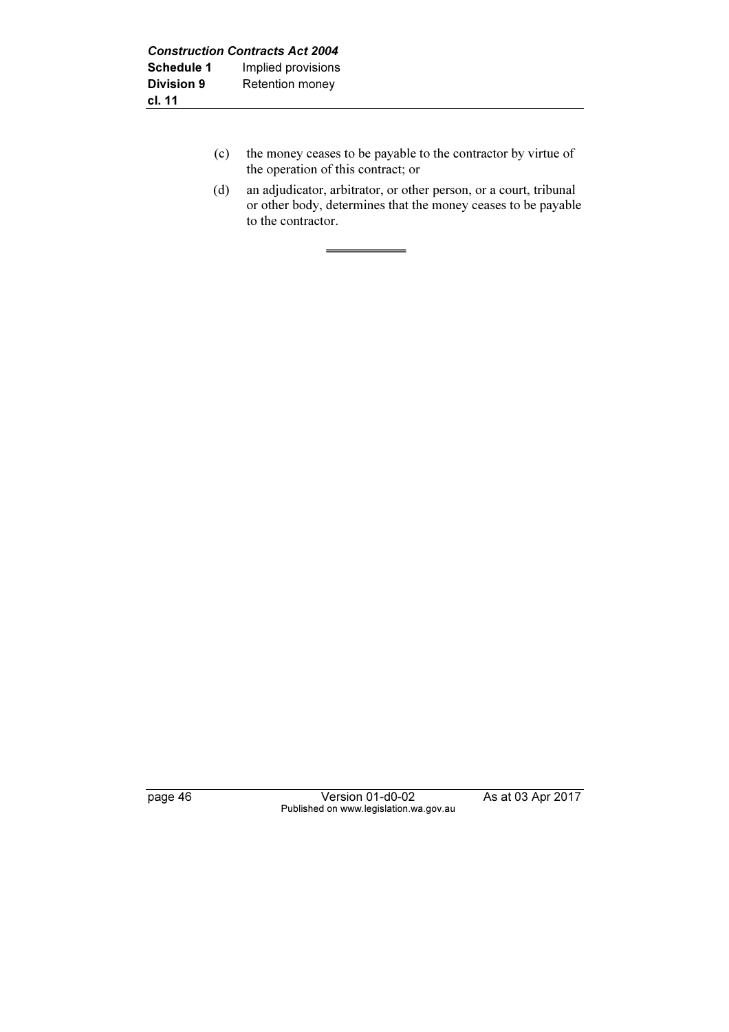(c) the money ceases to be payable to the contractor by virtue of the operation of this contract; or

(d) an adjudicator, arbitrator, or other person, or a court, tribunal or other body, determines that the money ceases to be payable to the contractor.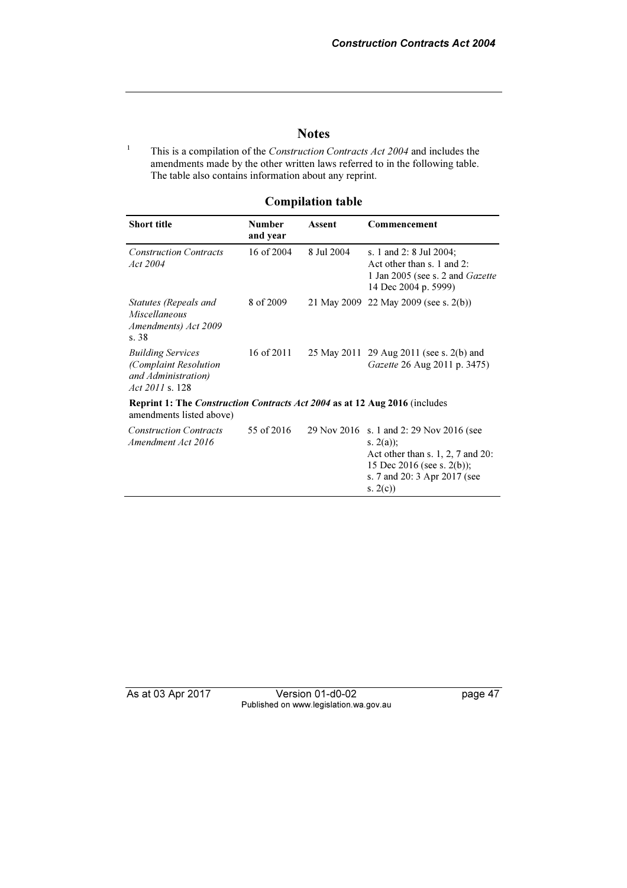## Notes

[1] This is a compilation of the *Construction Contracts Act 2004* and includes the amendments made by the other written laws referred to in the following table. The table also contains information about any reprint.

### Compilation table

| Short title | Number and year | Assent | Commencement |
|---|---|---|---|
| *Construction Contracts Act 2004* | 16 of 2004 | 8 Jul 2004 | s. 1 and 2: 8 Jul 2004; Act other than s. 1 and 2: 1 Jan 2005 (see s. 2 and *Gazette* 14 Dec 2004 p. 5999) |
| *Statutes (Repeals and Miscellaneous Amendments) Act 2009* s. 38 | 8 of 2009 | 21 May 2009 | 22 May 2009 (see s. 2(b)) |
| *Building Services (Complaint Resolution and Administration) Act 2011* s. 128 | 16 of 2011 | 25 May 2011 | 29 Aug 2011 (see s. 2(b) and *Gazette* 26 Aug 2011 p. 3475) |
| **Reprint 1: The *Construction Contracts Act 2004* as at 12 Aug 2016** (includes amendments listed above) | | | |
| *Construction Contracts Amendment Act 2016* | 55 of 2016 | 29 Nov 2016 | s. 1 and 2: 29 Nov 2016 (see s. 2(a)); Act other than s. 1, 2, 7 and 20: 15 Dec 2016 (see s. 2(b)); s. 7 and 20: 3 Apr 2017 (see s. 2(c)) |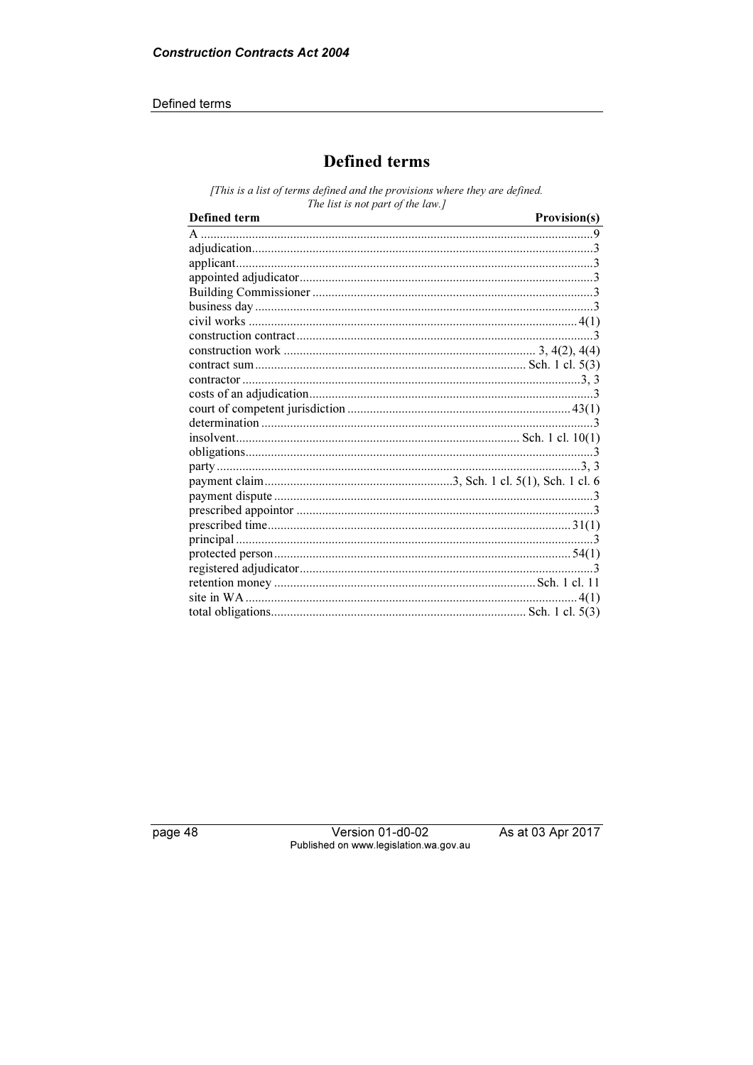# Defined terms

*[This is a list of terms defined and the provisions where they are defined. The list is not part of the law.]*

| Defined term | Provision(s) |
|---|---|
| A | 9 |
| adjudication | 3 |
| applicant | 3 |
| appointed adjudicator | 3 |
| Building Commissioner | 3 |
| business day | 3 |
| civil works | 4(1) |
| construction contract | 3 |
| construction work | 3, 4(2), 4(4) |
| contract sum | Sch. 1 cl. 5(3) |
| contractor | 3, 3 |
| costs of an adjudication | 3 |
| court of competent jurisdiction | 43(1) |
| determination | 3 |
| insolvent | Sch. 1 cl. 10(1) |
| obligations | 3 |
| party | 3, 3 |
| payment claim | 3, Sch. 1 cl. 5(1), Sch. 1 cl. 6 |
| payment dispute | 3 |
| prescribed appointor | 3 |
| prescribed time | 31(1) |
| principal | 3 |
| protected person | 54(1) |
| registered adjudicator | 3 |
| retention money | Sch. 1 cl. 11 |
| site in WA | 4(1) |
| total obligations | Sch. 1 cl. 5(3) |